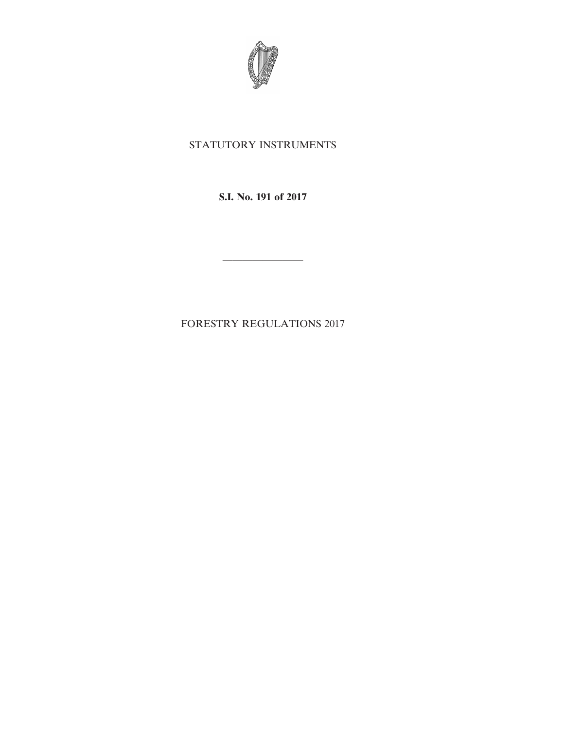STATUTORY INSTRUMENTS

**S.I. No. 191 of 2017**

---

FORESTRY REGULATIONS 2017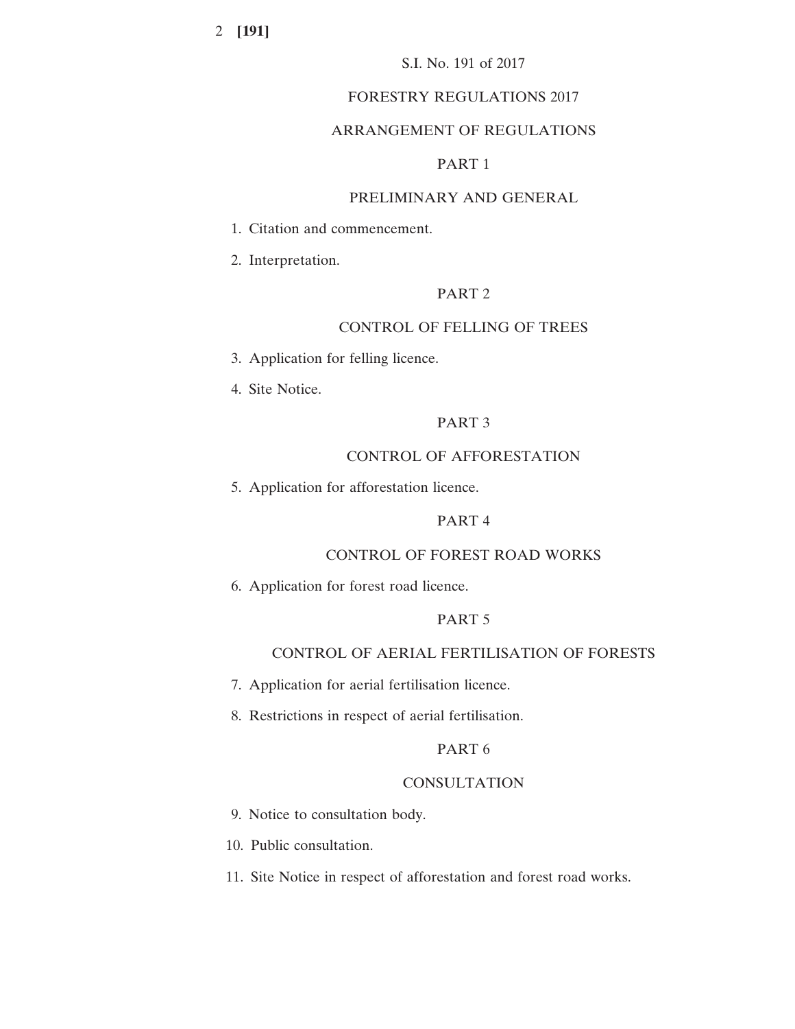S.I. No. 191 of 2017

# FORESTRY REGULATIONS 2017

## ARRANGEMENT OF REGULATIONS

### PART 1

### PRELIMINARY AND GENERAL

1. Citation and commencement.
2. Interpretation.

### PART 2

### CONTROL OF FELLING OF TREES

3. Application for felling licence.
4. Site Notice.

### PART 3

### CONTROL OF AFFORESTATION

5. Application for afforestation licence.

### PART 4

### CONTROL OF FOREST ROAD WORKS

6. Application for forest road licence.

### PART 5

### CONTROL OF AERIAL FERTILISATION OF FORESTS

7. Application for aerial fertilisation licence.
8. Restrictions in respect of aerial fertilisation.

### PART 6

### CONSULTATION

9. Notice to consultation body.
10. Public consultation.
11. Site Notice in respect of afforestation and forest road works.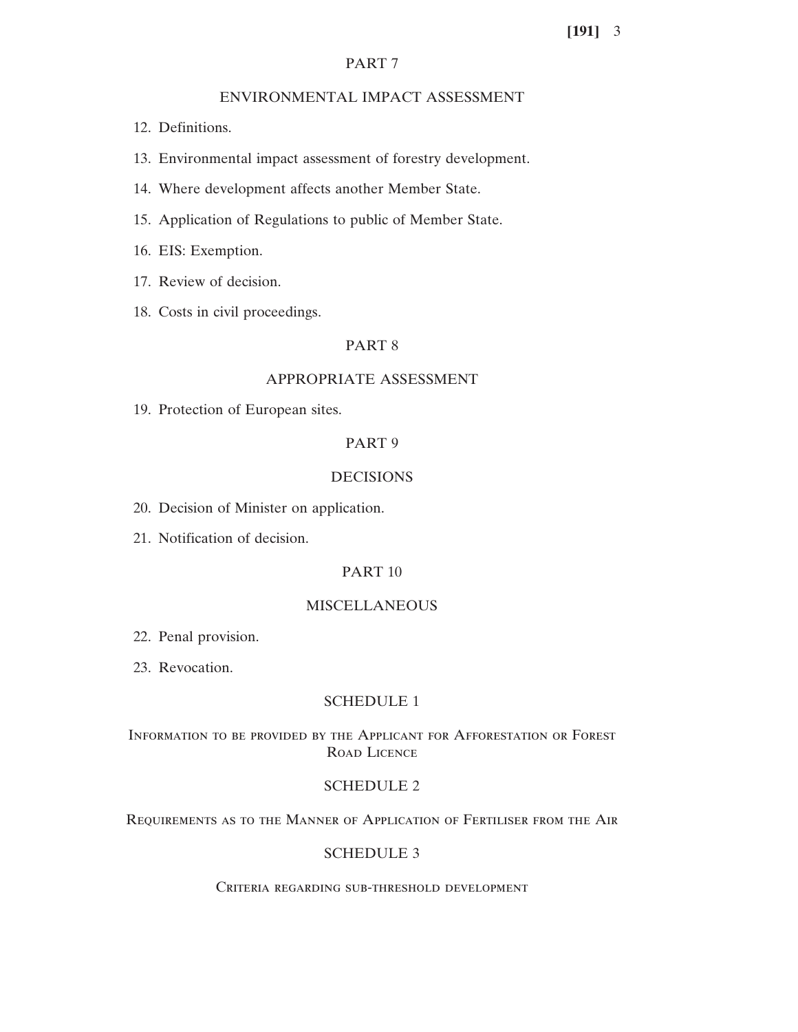PART 7

ENVIRONMENTAL IMPACT ASSESSMENT

12. Definitions.

13. Environmental impact assessment of forestry development.

14. Where development affects another Member State.

15. Application of Regulations to public of Member State.

16. EIS: Exemption.

17. Review of decision.

18. Costs in civil proceedings.

PART 8

APPROPRIATE ASSESSMENT

19. Protection of European sites.

PART 9

DECISIONS

20. Decision of Minister on application.

21. Notification of decision.

PART 10

MISCELLANEOUS

22. Penal provision.

23. Revocation.

SCHEDULE 1

Information to be provided by the Applicant for Afforestation or Forest Road Licence

SCHEDULE 2

Requirements as to the Manner of Application of Fertiliser from the Air

SCHEDULE 3

Criteria regarding sub-threshold development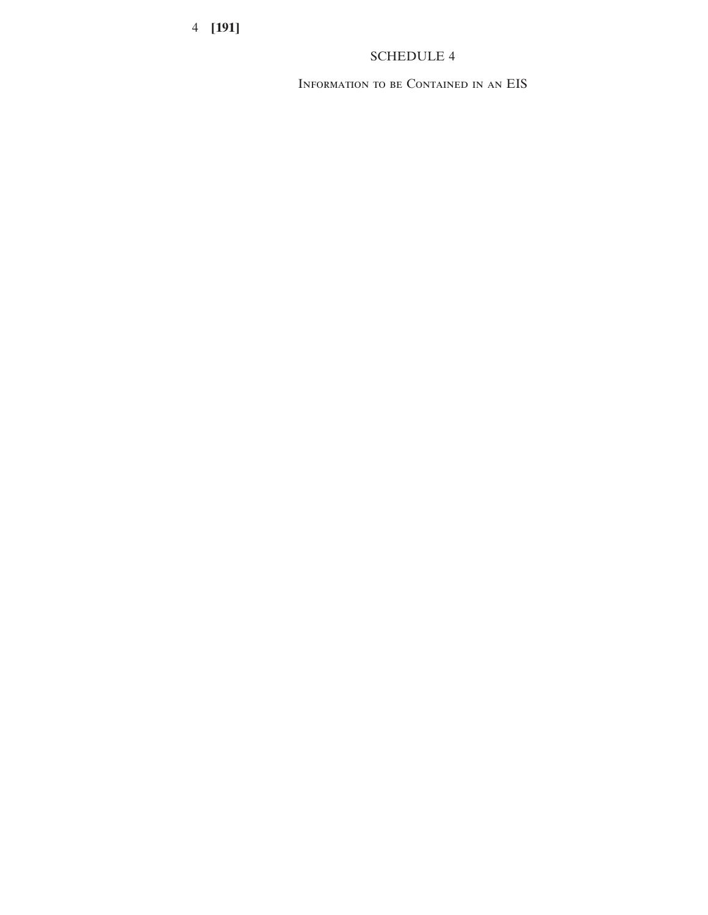# SCHEDULE 4

## Information to be Contained in an EIS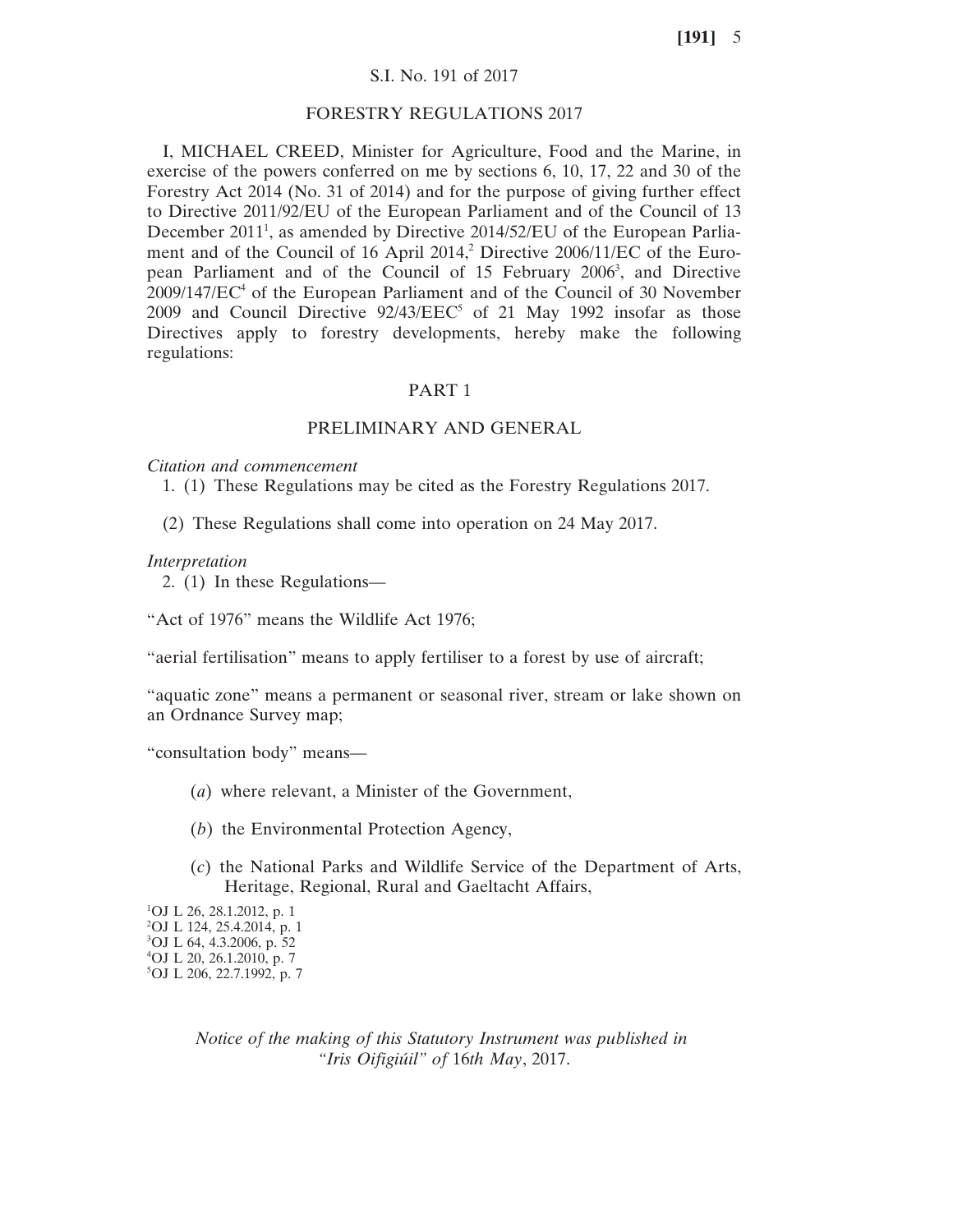S.I. No. 191 of 2017

# FORESTRY REGULATIONS 2017

I, MICHAEL CREED, Minister for Agriculture, Food and the Marine, in exercise of the powers conferred on me by sections 6, 10, 17, 22 and 30 of the Forestry Act 2014 (No. 31 of 2014) and for the purpose of giving further effect to Directive 2011/92/EU of the European Parliament and of the Council of 13 December 2011[1], as amended by Directive 2014/52/EU of the European Parliament and of the Council of 16 April 2014,[2] Directive 2006/11/EC of the European Parliament and of the Council of 15 February 2006[3], and Directive 2009/147/EC[4] of the European Parliament and of the Council of 30 November 2009 and Council Directive 92/43/EEC[5] of 21 May 1992 insofar as those Directives apply to forestry developments, hereby make the following regulations:

## PART 1

## PRELIMINARY AND GENERAL

*Citation and commencement*

1. (1) These Regulations may be cited as the Forestry Regulations 2017.

(2) These Regulations shall come into operation on 24 May 2017.

*Interpretation*

2. (1) In these Regulations—

"Act of 1976" means the Wildlife Act 1976;

"aerial fertilisation" means to apply fertiliser to a forest by use of aircraft;

"aquatic zone" means a permanent or seasonal river, stream or lake shown on an Ordnance Survey map;

"consultation body" means—

(*a*) where relevant, a Minister of the Government,

(*b*) the Environmental Protection Agency,

(*c*) the National Parks and Wildlife Service of the Department of Arts, Heritage, Regional, Rural and Gaeltacht Affairs,

[1]OJ L 26, 28.1.2012, p. 1
[2]OJ L 124, 25.4.2014, p. 1
[3]OJ L 64, 4.3.2006, p. 52
[4]OJ L 20, 26.1.2010, p. 7
[5]OJ L 206, 22.7.1992, p. 7

*Notice of the making of this Statutory Instrument was published in "Iris Oifigiúil" of* 16*th May*, 2017.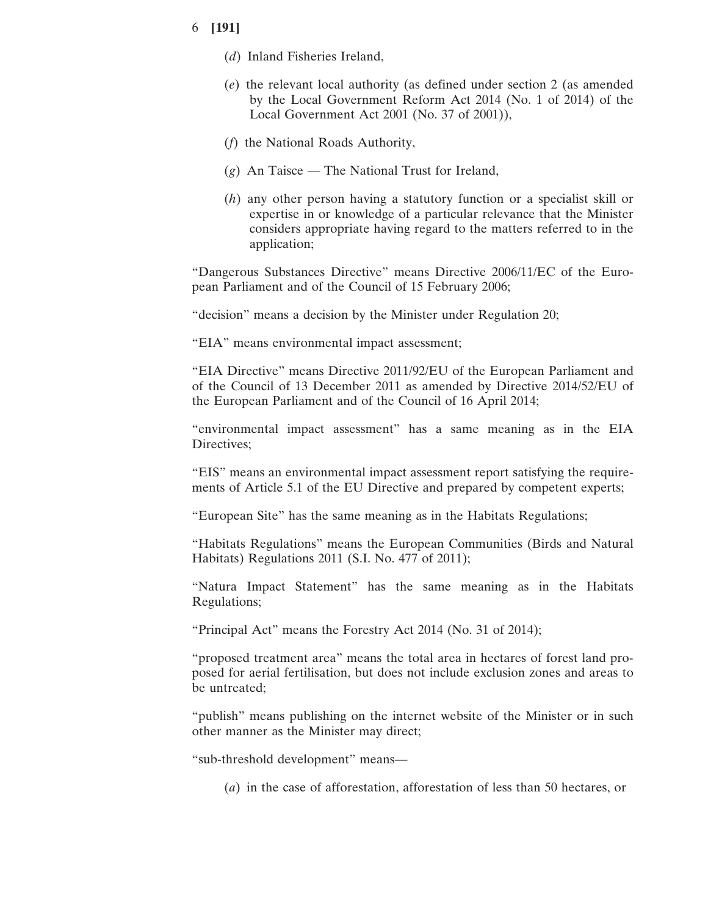(*d*) Inland Fisheries Ireland,

(*e*) the relevant local authority (as defined under section 2 (as amended by the Local Government Reform Act 2014 (No. 1 of 2014) of the Local Government Act 2001 (No. 37 of 2001)),

(*f*) the National Roads Authority,

(*g*) An Taisce — The National Trust for Ireland,

(*h*) any other person having a statutory function or a specialist skill or expertise in or knowledge of a particular relevance that the Minister considers appropriate having regard to the matters referred to in the application;

"Dangerous Substances Directive" means Directive 2006/11/EC of the European Parliament and of the Council of 15 February 2006;

"decision" means a decision by the Minister under Regulation 20;

"EIA" means environmental impact assessment;

"EIA Directive" means Directive 2011/92/EU of the European Parliament and of the Council of 13 December 2011 as amended by Directive 2014/52/EU of the European Parliament and of the Council of 16 April 2014;

"environmental impact assessment" has a same meaning as in the EIA Directives;

"EIS" means an environmental impact assessment report satisfying the requirements of Article 5.1 of the EU Directive and prepared by competent experts;

"European Site" has the same meaning as in the Habitats Regulations;

"Habitats Regulations" means the European Communities (Birds and Natural Habitats) Regulations 2011 (S.I. No. 477 of 2011);

"Natura Impact Statement" has the same meaning as in the Habitats Regulations;

"Principal Act" means the Forestry Act 2014 (No. 31 of 2014);

"proposed treatment area" means the total area in hectares of forest land proposed for aerial fertilisation, but does not include exclusion zones and areas to be untreated;

"publish" means publishing on the internet website of the Minister or in such other manner as the Minister may direct;

"sub-threshold development" means—

(*a*) in the case of afforestation, afforestation of less than 50 hectares, or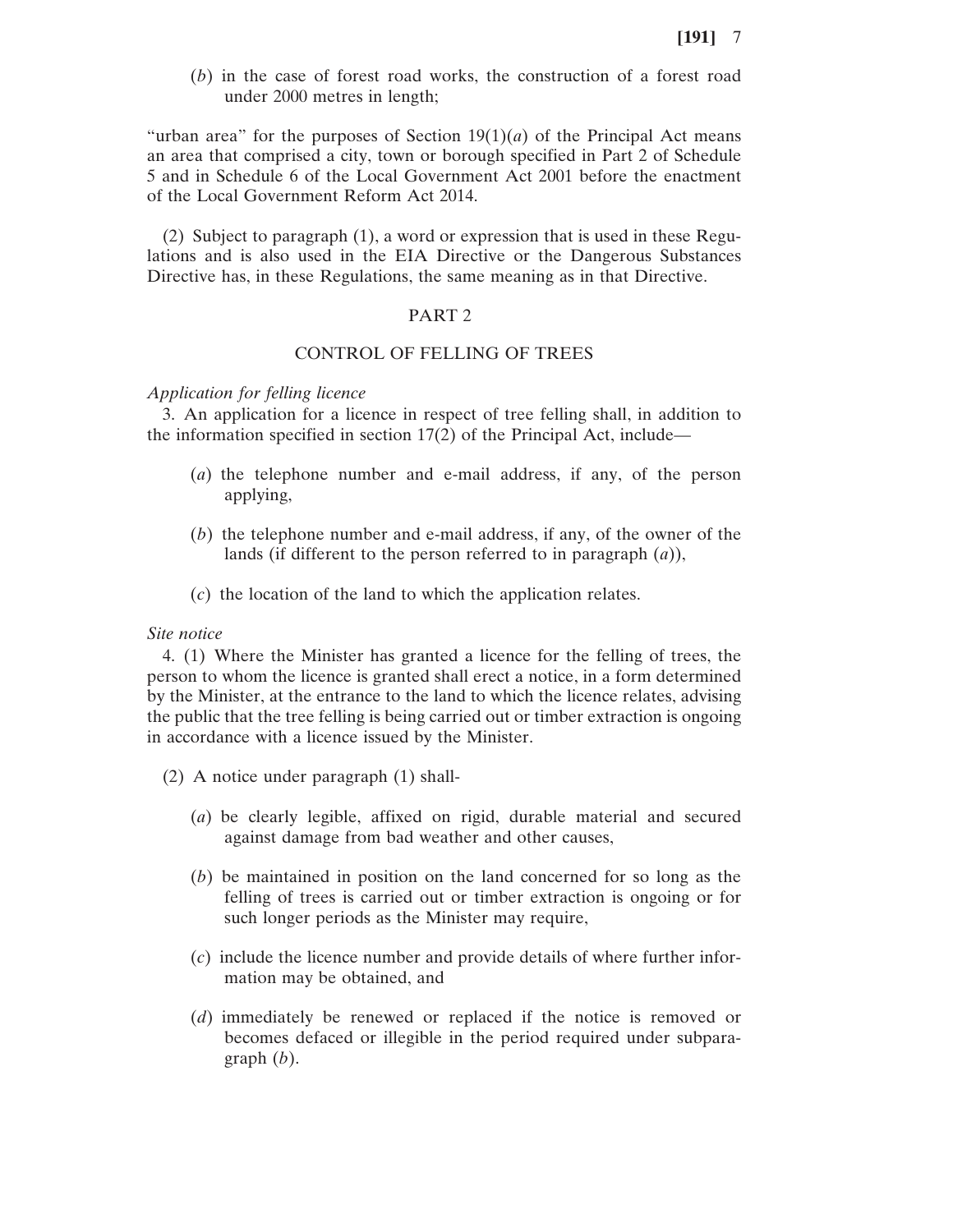(*b*) in the case of forest road works, the construction of a forest road under 2000 metres in length;

"urban area" for the purposes of Section 19(1)(*a*) of the Principal Act means an area that comprised a city, town or borough specified in Part 2 of Schedule 5 and in Schedule 6 of the Local Government Act 2001 before the enactment of the Local Government Reform Act 2014.

(2) Subject to paragraph (1), a word or expression that is used in these Regulations and is also used in the EIA Directive or the Dangerous Substances Directive has, in these Regulations, the same meaning as in that Directive.

## PART 2

## CONTROL OF FELLING OF TREES

*Application for felling licence*

3. An application for a licence in respect of tree felling shall, in addition to the information specified in section 17(2) of the Principal Act, include—

(*a*) the telephone number and e-mail address, if any, of the person applying,

(*b*) the telephone number and e-mail address, if any, of the owner of the lands (if different to the person referred to in paragraph (*a*)),

(*c*) the location of the land to which the application relates.

*Site notice*

4. (1) Where the Minister has granted a licence for the felling of trees, the person to whom the licence is granted shall erect a notice, in a form determined by the Minister, at the entrance to the land to which the licence relates, advising the public that the tree felling is being carried out or timber extraction is ongoing in accordance with a licence issued by the Minister.

(2) A notice under paragraph (1) shall-

(*a*) be clearly legible, affixed on rigid, durable material and secured against damage from bad weather and other causes,

(*b*) be maintained in position on the land concerned for so long as the felling of trees is carried out or timber extraction is ongoing or for such longer periods as the Minister may require,

(*c*) include the licence number and provide details of where further information may be obtained, and

(*d*) immediately be renewed or replaced if the notice is removed or becomes defaced or illegible in the period required under subparagraph (*b*).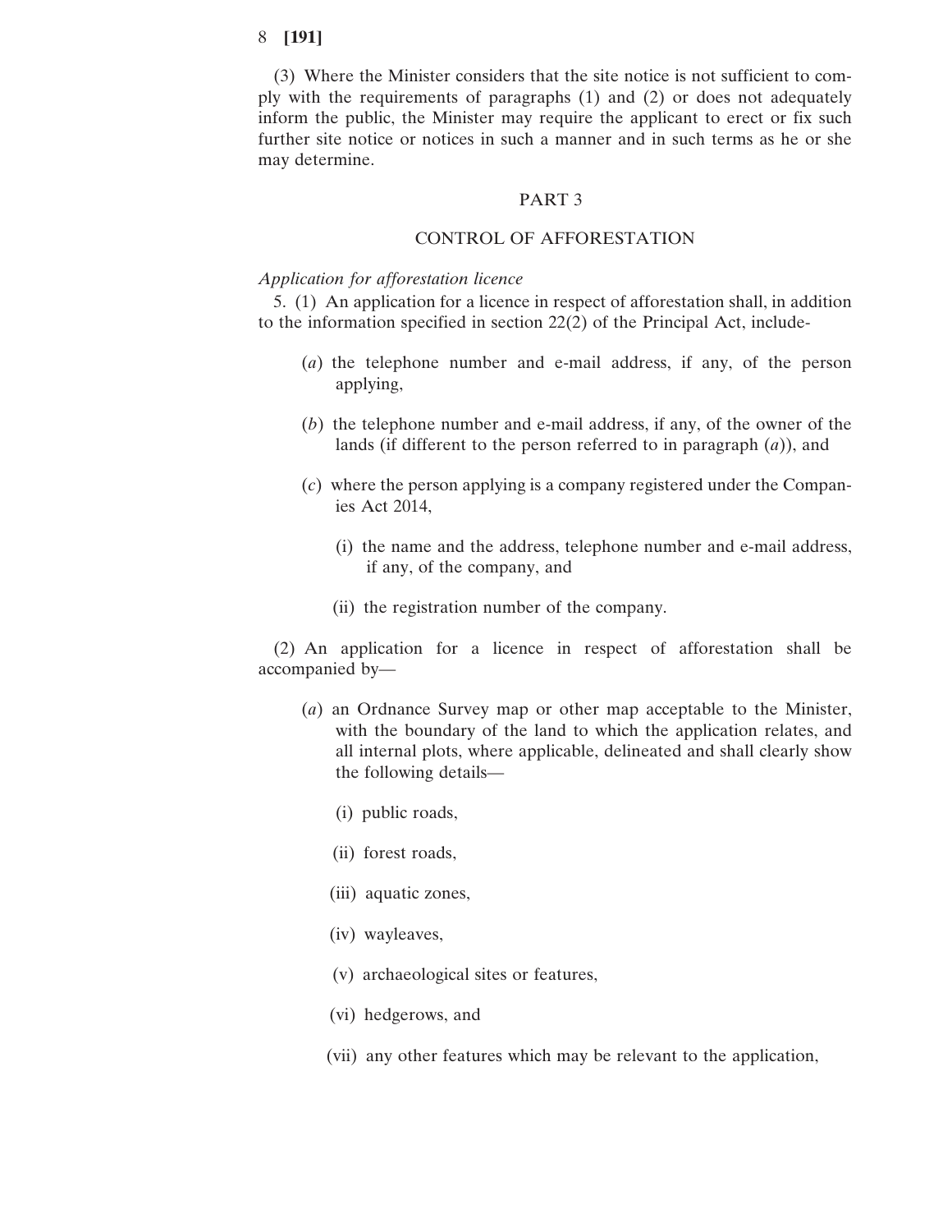(3) Where the Minister considers that the site notice is not sufficient to comply with the requirements of paragraphs (1) and (2) or does not adequately inform the public, the Minister may require the applicant to erect or fix such further site notice or notices in such a manner and in such terms as he or she may determine.

## PART 3

## CONTROL OF AFFORESTATION

*Application for afforestation licence*

5. (1) An application for a licence in respect of afforestation shall, in addition to the information specified in section 22(2) of the Principal Act, include-

(*a*) the telephone number and e-mail address, if any, of the person applying,

(*b*) the telephone number and e-mail address, if any, of the owner of the lands (if different to the person referred to in paragraph (*a*)), and

(*c*) where the person applying is a company registered under the Companies Act 2014,

(i) the name and the address, telephone number and e-mail address, if any, of the company, and

(ii) the registration number of the company.

(2) An application for a licence in respect of afforestation shall be accompanied by—

(*a*) an Ordnance Survey map or other map acceptable to the Minister, with the boundary of the land to which the application relates, and all internal plots, where applicable, delineated and shall clearly show the following details—

(i) public roads,

(ii) forest roads,

(iii) aquatic zones,

(iv) wayleaves,

(v) archaeological sites or features,

(vi) hedgerows, and

(vii) any other features which may be relevant to the application,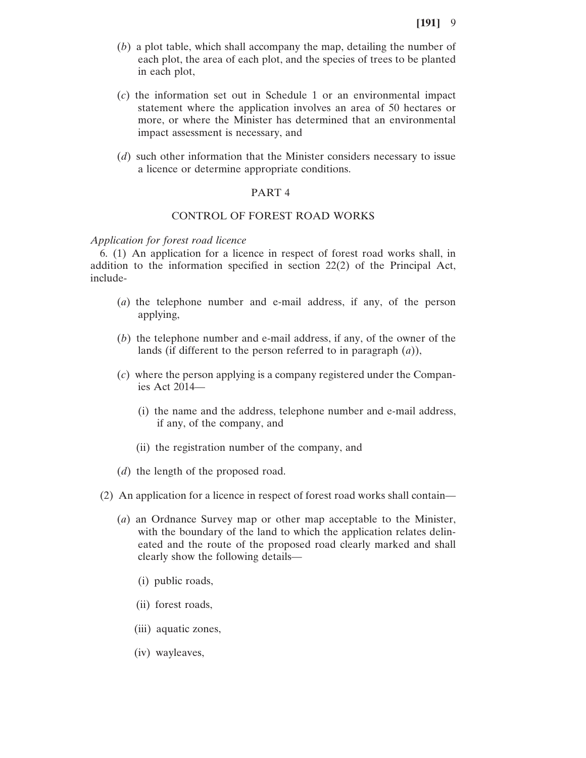(*b*) a plot table, which shall accompany the map, detailing the number of each plot, the area of each plot, and the species of trees to be planted in each plot,

(*c*) the information set out in Schedule 1 or an environmental impact statement where the application involves an area of 50 hectares or more, or where the Minister has determined that an environmental impact assessment is necessary, and

(*d*) such other information that the Minister considers necessary to issue a licence or determine appropriate conditions.

## PART 4

## CONTROL OF FOREST ROAD WORKS

*Application for forest road licence*

6. (1) An application for a licence in respect of forest road works shall, in addition to the information specified in section 22(2) of the Principal Act, include-

(*a*) the telephone number and e-mail address, if any, of the person applying,

(*b*) the telephone number and e-mail address, if any, of the owner of the lands (if different to the person referred to in paragraph (*a*)),

(*c*) where the person applying is a company registered under the Companies Act 2014—

(i) the name and the address, telephone number and e-mail address, if any, of the company, and

(ii) the registration number of the company, and

(*d*) the length of the proposed road.

(2) An application for a licence in respect of forest road works shall contain—

(*a*) an Ordnance Survey map or other map acceptable to the Minister, with the boundary of the land to which the application relates delineated and the route of the proposed road clearly marked and shall clearly show the following details—

(i) public roads,

(ii) forest roads,

(iii) aquatic zones,

(iv) wayleaves,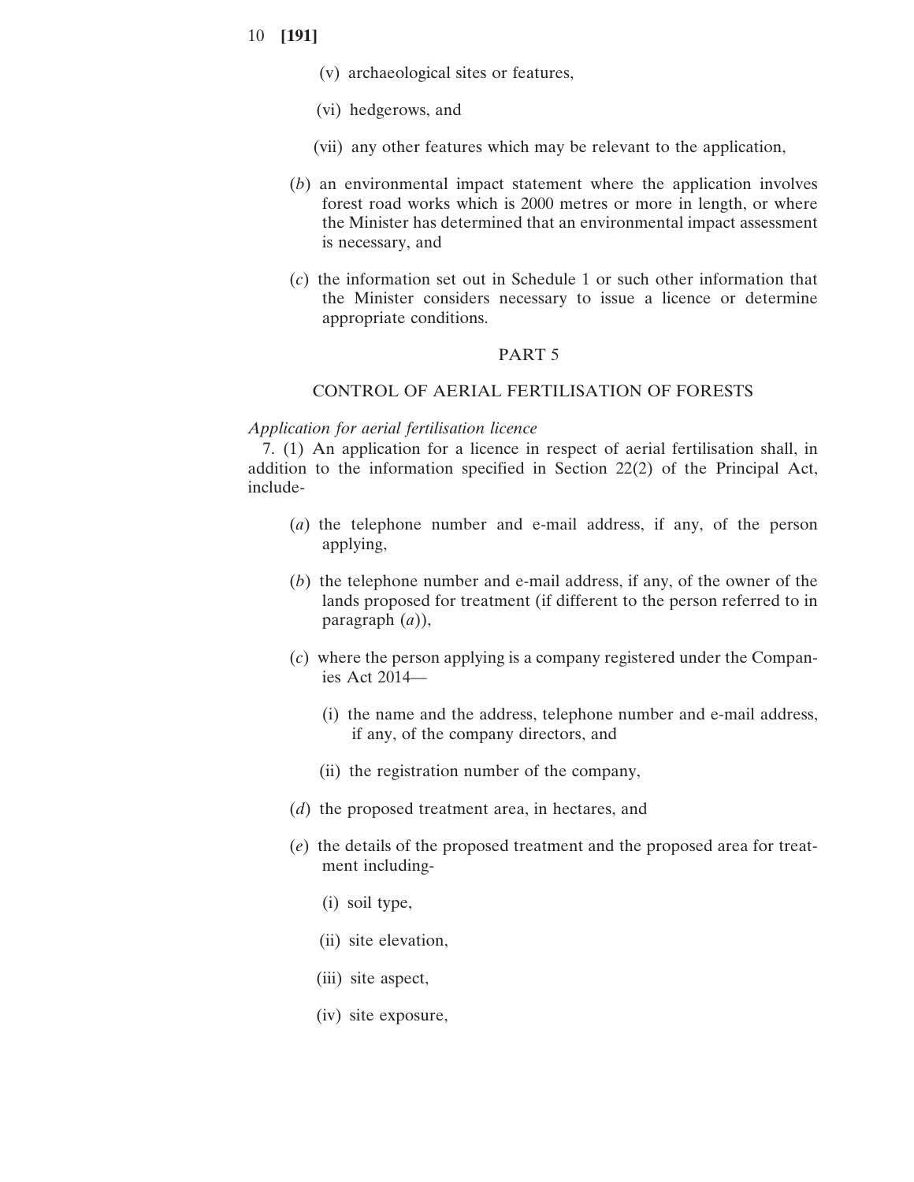(v) archaeological sites or features,

(vi) hedgerows, and

(vii) any other features which may be relevant to the application,

(*b*) an environmental impact statement where the application involves forest road works which is 2000 metres or more in length, or where the Minister has determined that an environmental impact assessment is necessary, and

(*c*) the information set out in Schedule 1 or such other information that the Minister considers necessary to issue a licence or determine appropriate conditions.

## PART 5

## CONTROL OF AERIAL FERTILISATION OF FORESTS

*Application for aerial fertilisation licence*

7. (1) An application for a licence in respect of aerial fertilisation shall, in addition to the information specified in Section 22(2) of the Principal Act, include-

(*a*) the telephone number and e-mail address, if any, of the person applying,

(*b*) the telephone number and e-mail address, if any, of the owner of the lands proposed for treatment (if different to the person referred to in paragraph (*a*)),

(*c*) where the person applying is a company registered under the Companies Act 2014—

(i) the name and the address, telephone number and e-mail address, if any, of the company directors, and

(ii) the registration number of the company,

(*d*) the proposed treatment area, in hectares, and

(*e*) the details of the proposed treatment and the proposed area for treatment including-

(i) soil type,

(ii) site elevation,

(iii) site aspect,

(iv) site exposure,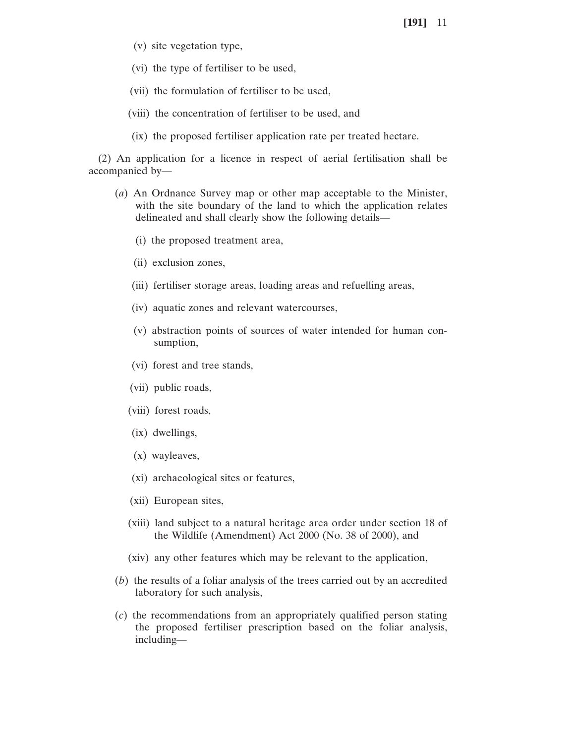(v) site vegetation type,

(vi) the type of fertiliser to be used,

(vii) the formulation of fertiliser to be used,

(viii) the concentration of fertiliser to be used, and

(ix) the proposed fertiliser application rate per treated hectare.

(2) An application for a licence in respect of aerial fertilisation shall be accompanied by—

(*a*) An Ordnance Survey map or other map acceptable to the Minister, with the site boundary of the land to which the application relates delineated and shall clearly show the following details—

(i) the proposed treatment area,

(ii) exclusion zones,

(iii) fertiliser storage areas, loading areas and refuelling areas,

(iv) aquatic zones and relevant watercourses,

(v) abstraction points of sources of water intended for human consumption,

(vi) forest and tree stands,

(vii) public roads,

(viii) forest roads,

(ix) dwellings,

(x) wayleaves,

(xi) archaeological sites or features,

(xii) European sites,

(xiii) land subject to a natural heritage area order under section 18 of the Wildlife (Amendment) Act 2000 (No. 38 of 2000), and

(xiv) any other features which may be relevant to the application,

(*b*) the results of a foliar analysis of the trees carried out by an accredited laboratory for such analysis,

(*c*) the recommendations from an appropriately qualified person stating the proposed fertiliser prescription based on the foliar analysis, including—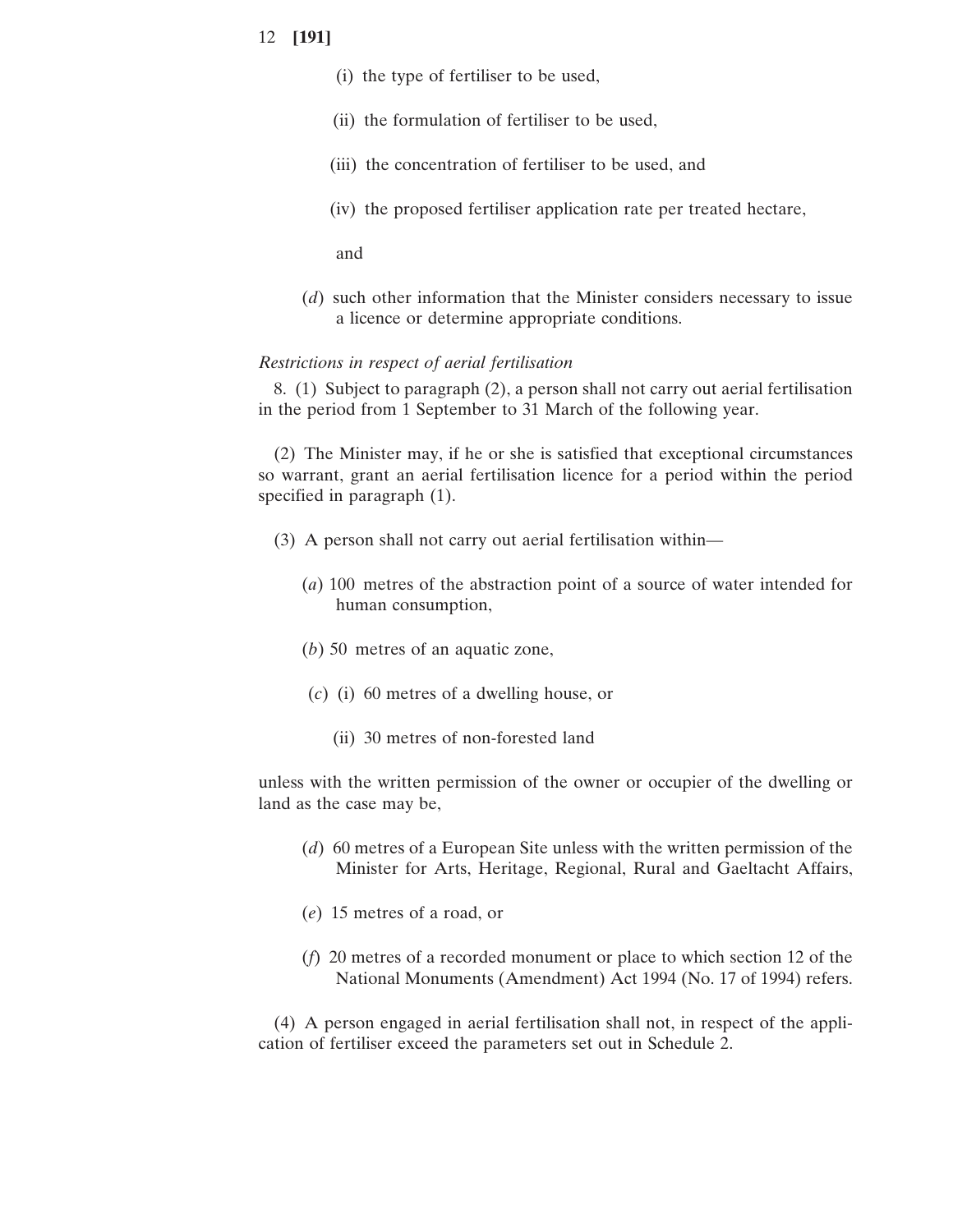(i) the type of fertiliser to be used,

(ii) the formulation of fertiliser to be used,

(iii) the concentration of fertiliser to be used, and

(iv) the proposed fertiliser application rate per treated hectare,

and

(*d*) such other information that the Minister considers necessary to issue a licence or determine appropriate conditions.

*Restrictions in respect of aerial fertilisation*

8. (1) Subject to paragraph (2), a person shall not carry out aerial fertilisation in the period from 1 September to 31 March of the following year.

(2) The Minister may, if he or she is satisfied that exceptional circumstances so warrant, grant an aerial fertilisation licence for a period within the period specified in paragraph (1).

(3) A person shall not carry out aerial fertilisation within—

(*a*) 100 metres of the abstraction point of a source of water intended for human consumption,

(*b*) 50 metres of an aquatic zone,

(*c*) (i) 60 metres of a dwelling house, or

(ii) 30 metres of non-forested land

unless with the written permission of the owner or occupier of the dwelling or land as the case may be,

(*d*) 60 metres of a European Site unless with the written permission of the Minister for Arts, Heritage, Regional, Rural and Gaeltacht Affairs,

(*e*) 15 metres of a road, or

(*f*) 20 metres of a recorded monument or place to which section 12 of the National Monuments (Amendment) Act 1994 (No. 17 of 1994) refers.

(4) A person engaged in aerial fertilisation shall not, in respect of the application of fertiliser exceed the parameters set out in Schedule 2.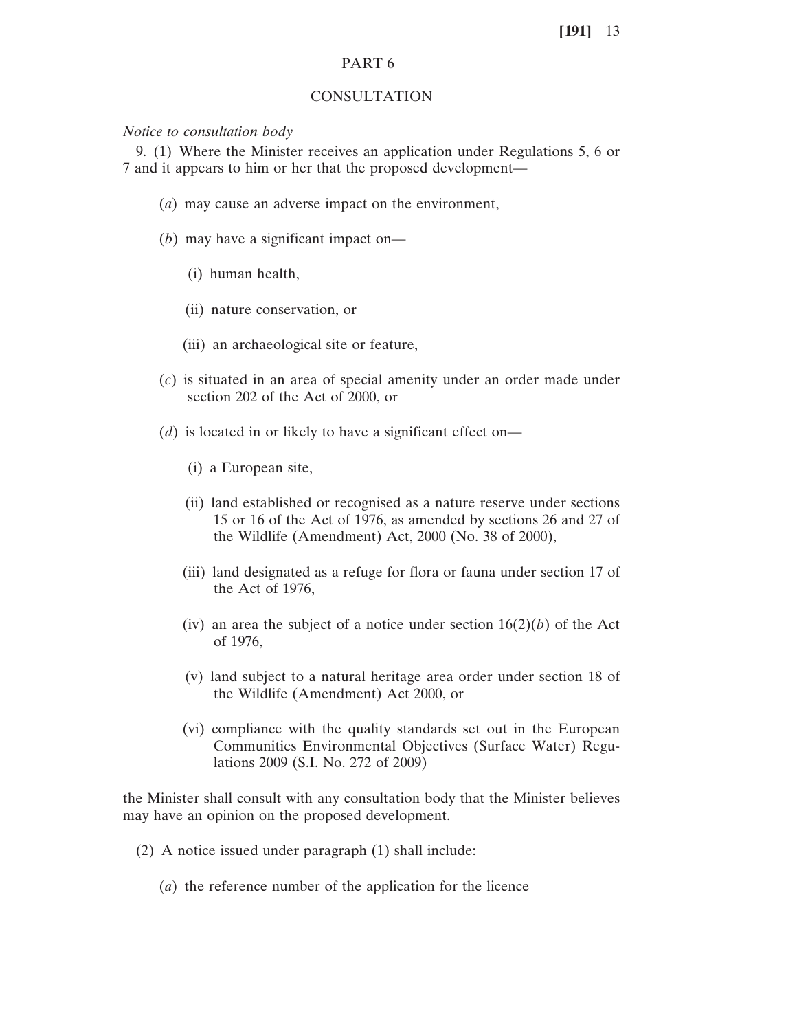# PART 6

## CONSULTATION

*Notice to consultation body*

9. (1) Where the Minister receives an application under Regulations 5, 6 or 7 and it appears to him or her that the proposed development—

(*a*) may cause an adverse impact on the environment,

(*b*) may have a significant impact on—

(i) human health,

(ii) nature conservation, or

(iii) an archaeological site or feature,

(*c*) is situated in an area of special amenity under an order made under section 202 of the Act of 2000, or

(*d*) is located in or likely to have a significant effect on—

(i) a European site,

(ii) land established or recognised as a nature reserve under sections 15 or 16 of the Act of 1976, as amended by sections 26 and 27 of the Wildlife (Amendment) Act, 2000 (No. 38 of 2000),

(iii) land designated as a refuge for flora or fauna under section 17 of the Act of 1976,

(iv) an area the subject of a notice under section 16(2)(*b*) of the Act of 1976,

(v) land subject to a natural heritage area order under section 18 of the Wildlife (Amendment) Act 2000, or

(vi) compliance with the quality standards set out in the European Communities Environmental Objectives (Surface Water) Regulations 2009 (S.I. No. 272 of 2009)

the Minister shall consult with any consultation body that the Minister believes may have an opinion on the proposed development.

(2) A notice issued under paragraph (1) shall include:

(*a*) the reference number of the application for the licence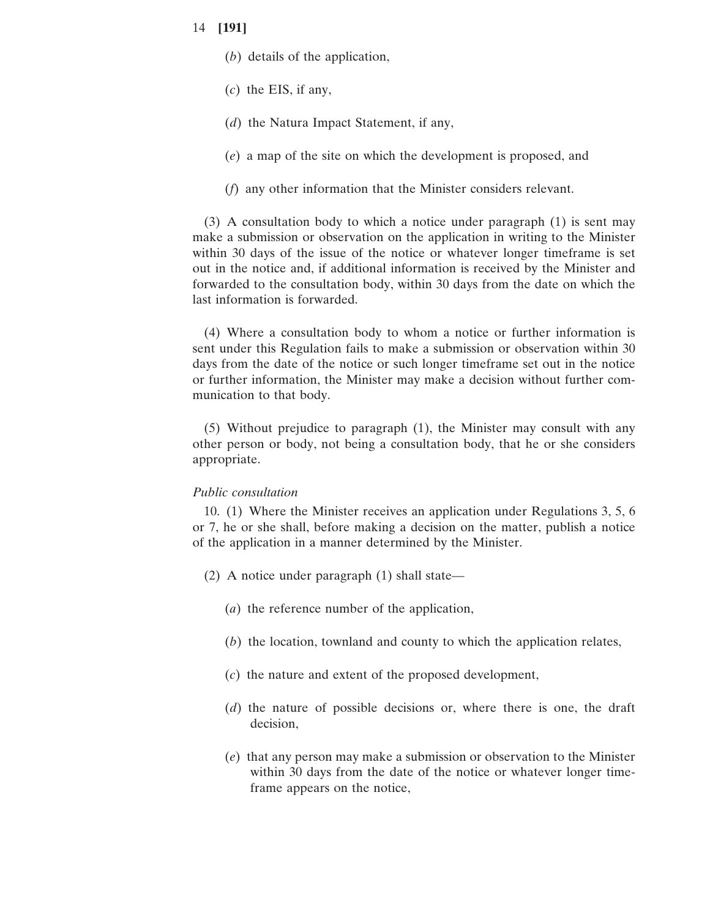(*b*) details of the application,

(*c*) the EIS, if any,

(*d*) the Natura Impact Statement, if any,

(*e*) a map of the site on which the development is proposed, and

(*f*) any other information that the Minister considers relevant.

(3) A consultation body to which a notice under paragraph (1) is sent may make a submission or observation on the application in writing to the Minister within 30 days of the issue of the notice or whatever longer timeframe is set out in the notice and, if additional information is received by the Minister and forwarded to the consultation body, within 30 days from the date on which the last information is forwarded.

(4) Where a consultation body to whom a notice or further information is sent under this Regulation fails to make a submission or observation within 30 days from the date of the notice or such longer timeframe set out in the notice or further information, the Minister may make a decision without further communication to that body.

(5) Without prejudice to paragraph (1), the Minister may consult with any other person or body, not being a consultation body, that he or she considers appropriate.

*Public consultation*

10. (1) Where the Minister receives an application under Regulations 3, 5, 6 or 7, he or she shall, before making a decision on the matter, publish a notice of the application in a manner determined by the Minister.

(2) A notice under paragraph (1) shall state—

(*a*) the reference number of the application,

(*b*) the location, townland and county to which the application relates,

(*c*) the nature and extent of the proposed development,

(*d*) the nature of possible decisions or, where there is one, the draft decision,

(*e*) that any person may make a submission or observation to the Minister within 30 days from the date of the notice or whatever longer timeframe appears on the notice,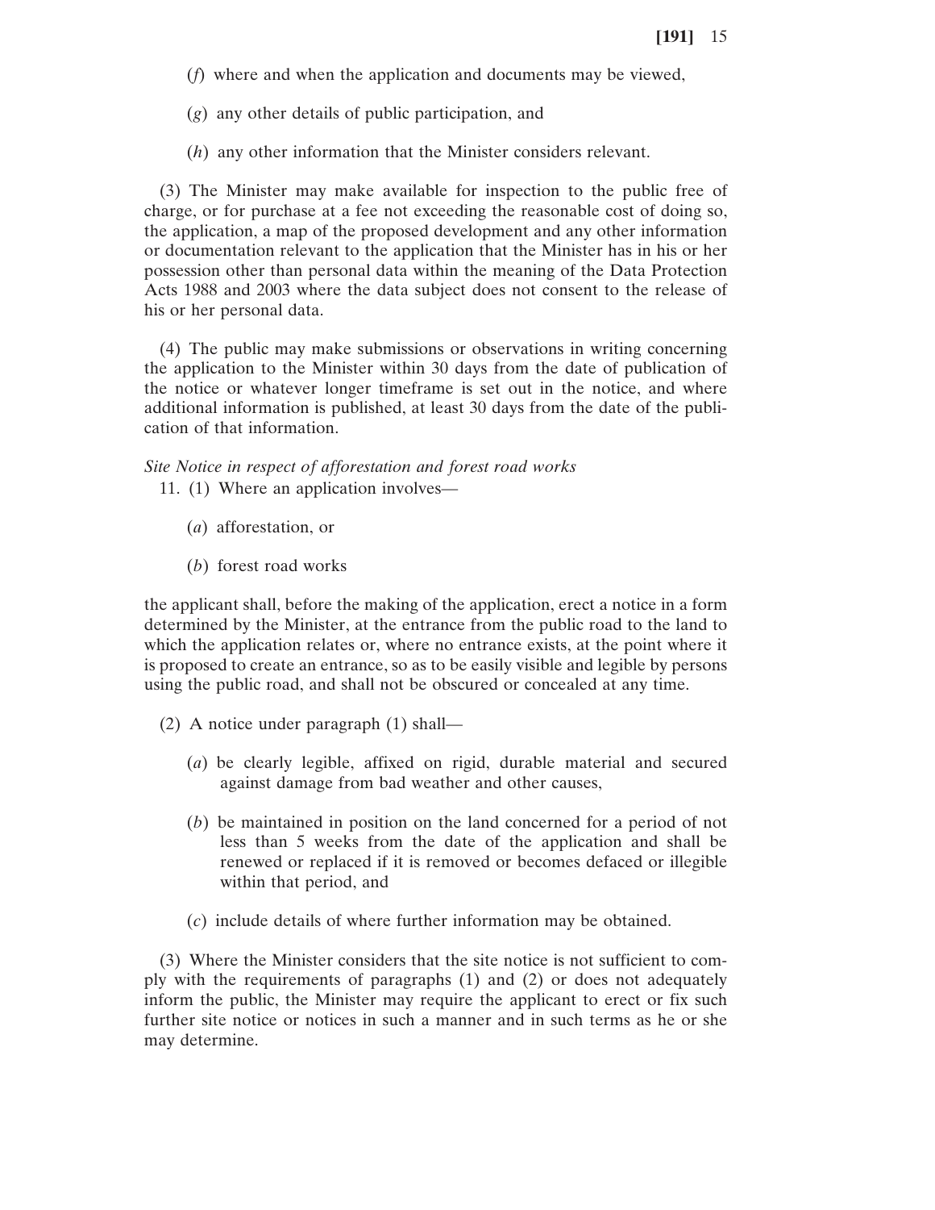(*f*) where and when the application and documents may be viewed,

(*g*) any other details of public participation, and

(*h*) any other information that the Minister considers relevant.

(3) The Minister may make available for inspection to the public free of charge, or for purchase at a fee not exceeding the reasonable cost of doing so, the application, a map of the proposed development and any other information or documentation relevant to the application that the Minister has in his or her possession other than personal data within the meaning of the Data Protection Acts 1988 and 2003 where the data subject does not consent to the release of his or her personal data.

(4) The public may make submissions or observations in writing concerning the application to the Minister within 30 days from the date of publication of the notice or whatever longer timeframe is set out in the notice, and where additional information is published, at least 30 days from the date of the publication of that information.

*Site Notice in respect of afforestation and forest road works*

11. (1) Where an application involves—

(*a*) afforestation, or

(*b*) forest road works

the applicant shall, before the making of the application, erect a notice in a form determined by the Minister, at the entrance from the public road to the land to which the application relates or, where no entrance exists, at the point where it is proposed to create an entrance, so as to be easily visible and legible by persons using the public road, and shall not be obscured or concealed at any time.

(2) A notice under paragraph (1) shall—

(*a*) be clearly legible, affixed on rigid, durable material and secured against damage from bad weather and other causes,

(*b*) be maintained in position on the land concerned for a period of not less than 5 weeks from the date of the application and shall be renewed or replaced if it is removed or becomes defaced or illegible within that period, and

(*c*) include details of where further information may be obtained.

(3) Where the Minister considers that the site notice is not sufficient to comply with the requirements of paragraphs (1) and (2) or does not adequately inform the public, the Minister may require the applicant to erect or fix such further site notice or notices in such a manner and in such terms as he or she may determine.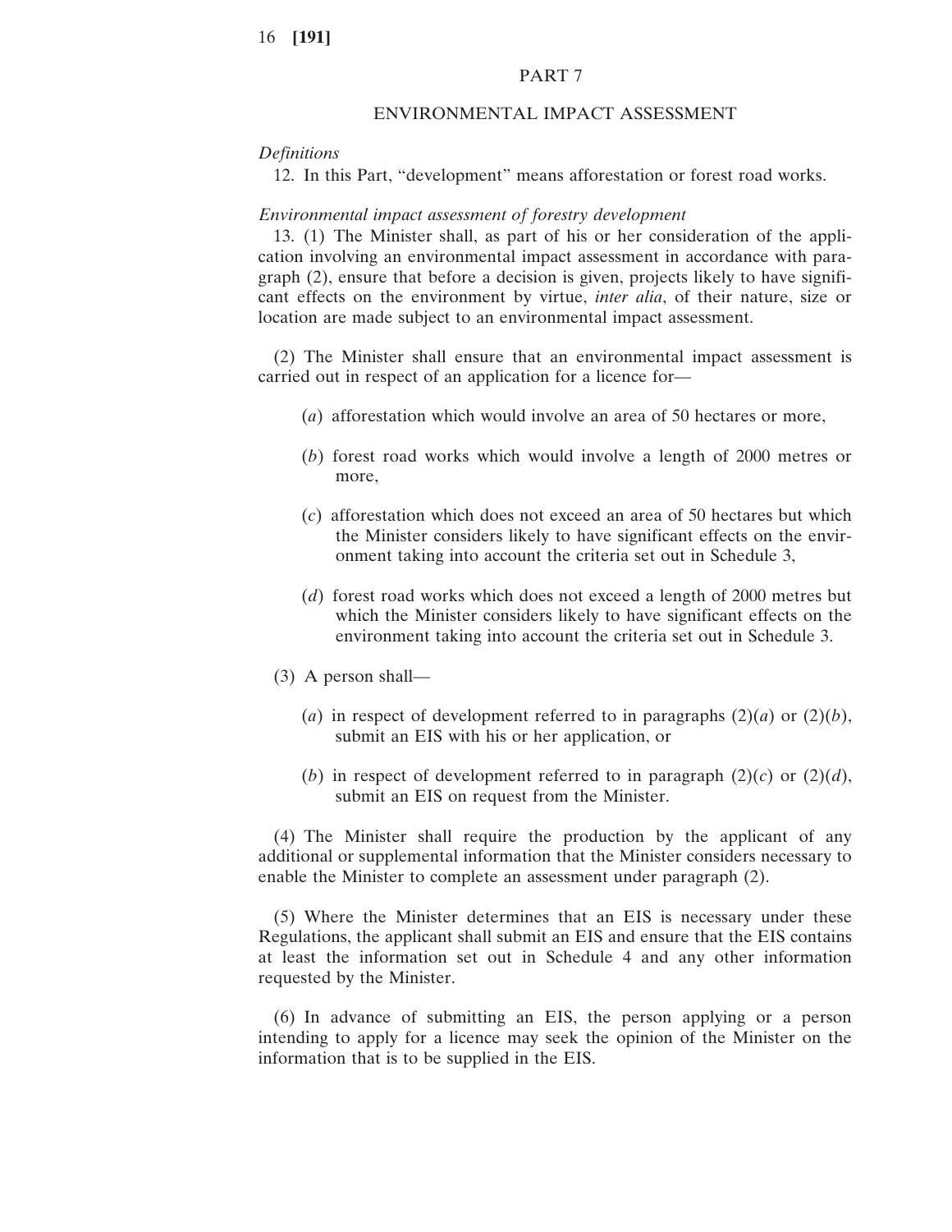## PART 7

## ENVIRONMENTAL IMPACT ASSESSMENT

*Definitions*

12. In this Part, “development” means afforestation or forest road works.

*Environmental impact assessment of forestry development*

13. (1) The Minister shall, as part of his or her consideration of the application involving an environmental impact assessment in accordance with paragraph (2), ensure that before a decision is given, projects likely to have significant effects on the environment by virtue, *inter alia*, of their nature, size or location are made subject to an environmental impact assessment.

(2) The Minister shall ensure that an environmental impact assessment is carried out in respect of an application for a licence for—

(*a*) afforestation which would involve an area of 50 hectares or more,

(*b*) forest road works which would involve a length of 2000 metres or more,

(*c*) afforestation which does not exceed an area of 50 hectares but which the Minister considers likely to have significant effects on the environment taking into account the criteria set out in Schedule 3,

(*d*) forest road works which does not exceed a length of 2000 metres but which the Minister considers likely to have significant effects on the environment taking into account the criteria set out in Schedule 3.

(3) A person shall—

(*a*) in respect of development referred to in paragraphs (2)(*a*) or (2)(*b*), submit an EIS with his or her application, or

(*b*) in respect of development referred to in paragraph (2)(*c*) or (2)(*d*), submit an EIS on request from the Minister.

(4) The Minister shall require the production by the applicant of any additional or supplemental information that the Minister considers necessary to enable the Minister to complete an assessment under paragraph (2).

(5) Where the Minister determines that an EIS is necessary under these Regulations, the applicant shall submit an EIS and ensure that the EIS contains at least the information set out in Schedule 4 and any other information requested by the Minister.

(6) In advance of submitting an EIS, the person applying or a person intending to apply for a licence may seek the opinion of the Minister on the information that is to be supplied in the EIS.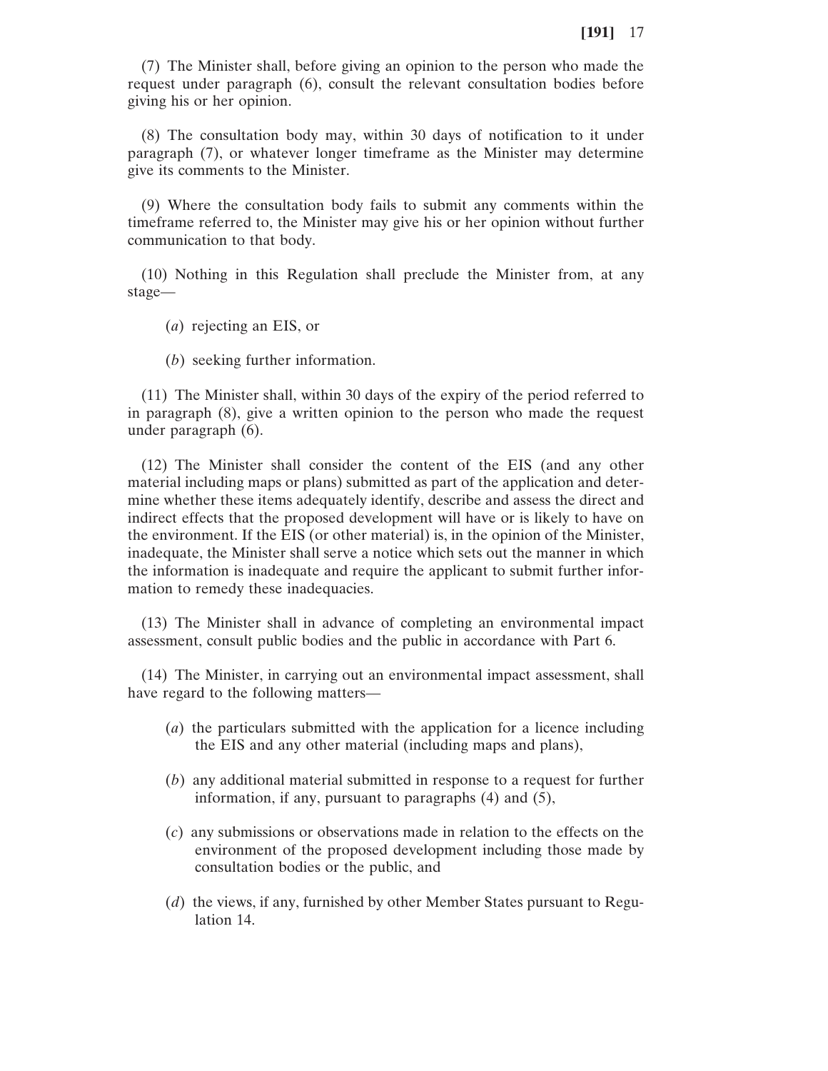(7) The Minister shall, before giving an opinion to the person who made the request under paragraph (6), consult the relevant consultation bodies before giving his or her opinion.

(8) The consultation body may, within 30 days of notification to it under paragraph (7), or whatever longer timeframe as the Minister may determine give its comments to the Minister.

(9) Where the consultation body fails to submit any comments within the timeframe referred to, the Minister may give his or her opinion without further communication to that body.

(10) Nothing in this Regulation shall preclude the Minister from, at any stage—

(*a*) rejecting an EIS, or

(*b*) seeking further information.

(11) The Minister shall, within 30 days of the expiry of the period referred to in paragraph (8), give a written opinion to the person who made the request under paragraph (6).

(12) The Minister shall consider the content of the EIS (and any other material including maps or plans) submitted as part of the application and determine whether these items adequately identify, describe and assess the direct and indirect effects that the proposed development will have or is likely to have on the environment. If the EIS (or other material) is, in the opinion of the Minister, inadequate, the Minister shall serve a notice which sets out the manner in which the information is inadequate and require the applicant to submit further information to remedy these inadequacies.

(13) The Minister shall in advance of completing an environmental impact assessment, consult public bodies and the public in accordance with Part 6.

(14) The Minister, in carrying out an environmental impact assessment, shall have regard to the following matters—

(*a*) the particulars submitted with the application for a licence including the EIS and any other material (including maps and plans),

(*b*) any additional material submitted in response to a request for further information, if any, pursuant to paragraphs (4) and (5),

(*c*) any submissions or observations made in relation to the effects on the environment of the proposed development including those made by consultation bodies or the public, and

(*d*) the views, if any, furnished by other Member States pursuant to Regulation 14.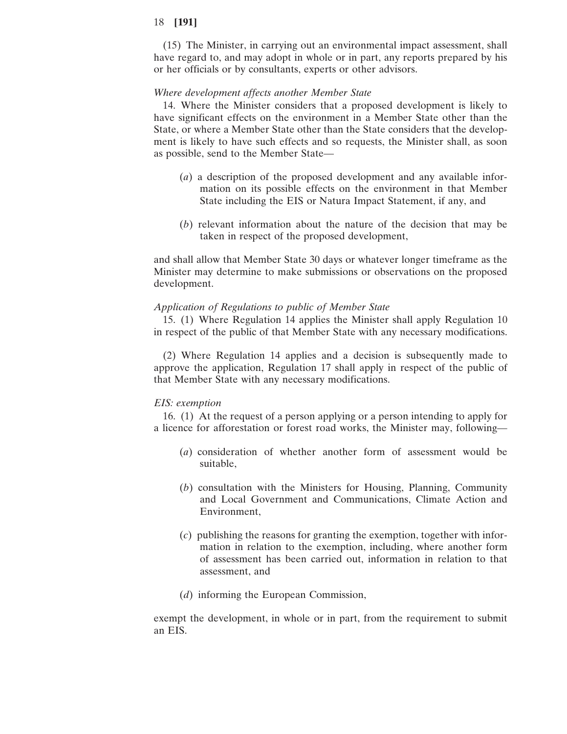(15) The Minister, in carrying out an environmental impact assessment, shall have regard to, and may adopt in whole or in part, any reports prepared by his or her officials or by consultants, experts or other advisors.

*Where development affects another Member State*

14. Where the Minister considers that a proposed development is likely to have significant effects on the environment in a Member State other than the State, or where a Member State other than the State considers that the development is likely to have such effects and so requests, the Minister shall, as soon as possible, send to the Member State—

(*a*) a description of the proposed development and any available information on its possible effects on the environment in that Member State including the EIS or Natura Impact Statement, if any, and

(*b*) relevant information about the nature of the decision that may be taken in respect of the proposed development,

and shall allow that Member State 30 days or whatever longer timeframe as the Minister may determine to make submissions or observations on the proposed development.

*Application of Regulations to public of Member State*

15. (1) Where Regulation 14 applies the Minister shall apply Regulation 10 in respect of the public of that Member State with any necessary modifications.

(2) Where Regulation 14 applies and a decision is subsequently made to approve the application, Regulation 17 shall apply in respect of the public of that Member State with any necessary modifications.

*EIS: exemption*

16. (1) At the request of a person applying or a person intending to apply for a licence for afforestation or forest road works, the Minister may, following—

(*a*) consideration of whether another form of assessment would be suitable,

(*b*) consultation with the Ministers for Housing, Planning, Community and Local Government and Communications, Climate Action and Environment,

(*c*) publishing the reasons for granting the exemption, together with information in relation to the exemption, including, where another form of assessment has been carried out, information in relation to that assessment, and

(*d*) informing the European Commission,

exempt the development, in whole or in part, from the requirement to submit an EIS.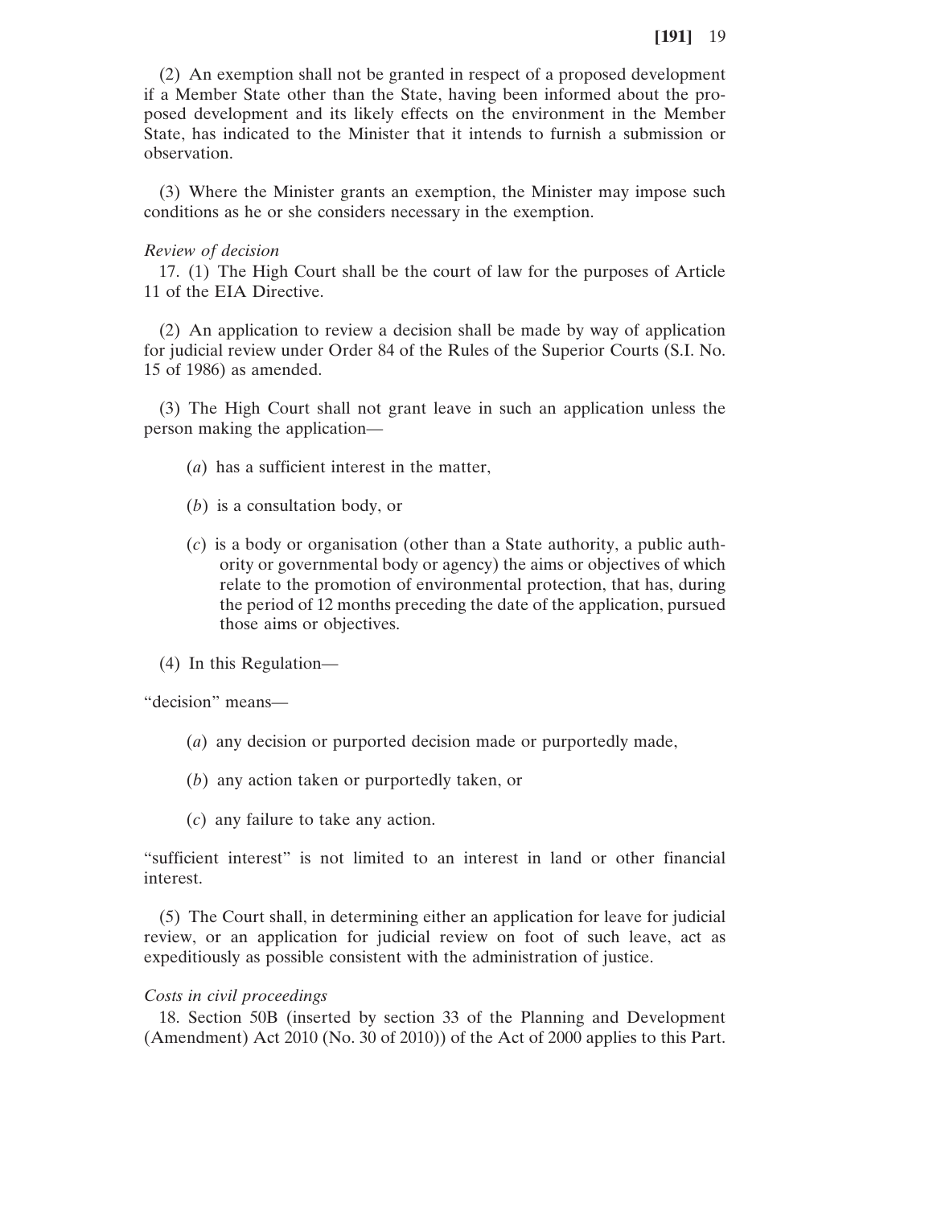(2) An exemption shall not be granted in respect of a proposed development if a Member State other than the State, having been informed about the proposed development and its likely effects on the environment in the Member State, has indicated to the Minister that it intends to furnish a submission or observation.

(3) Where the Minister grants an exemption, the Minister may impose such conditions as he or she considers necessary in the exemption.

*Review of decision*

17. (1) The High Court shall be the court of law for the purposes of Article 11 of the EIA Directive.

(2) An application to review a decision shall be made by way of application for judicial review under Order 84 of the Rules of the Superior Courts (S.I. No. 15 of 1986) as amended.

(3) The High Court shall not grant leave in such an application unless the person making the application—

(*a*) has a sufficient interest in the matter,

(*b*) is a consultation body, or

(*c*) is a body or organisation (other than a State authority, a public authority or governmental body or agency) the aims or objectives of which relate to the promotion of environmental protection, that has, during the period of 12 months preceding the date of the application, pursued those aims or objectives.

(4) In this Regulation—

"decision" means—

(*a*) any decision or purported decision made or purportedly made,

(*b*) any action taken or purportedly taken, or

(*c*) any failure to take any action.

"sufficient interest" is not limited to an interest in land or other financial interest.

(5) The Court shall, in determining either an application for leave for judicial review, or an application for judicial review on foot of such leave, act as expeditiously as possible consistent with the administration of justice.

*Costs in civil proceedings*

18. Section 50B (inserted by section 33 of the Planning and Development (Amendment) Act 2010 (No. 30 of 2010)) of the Act of 2000 applies to this Part.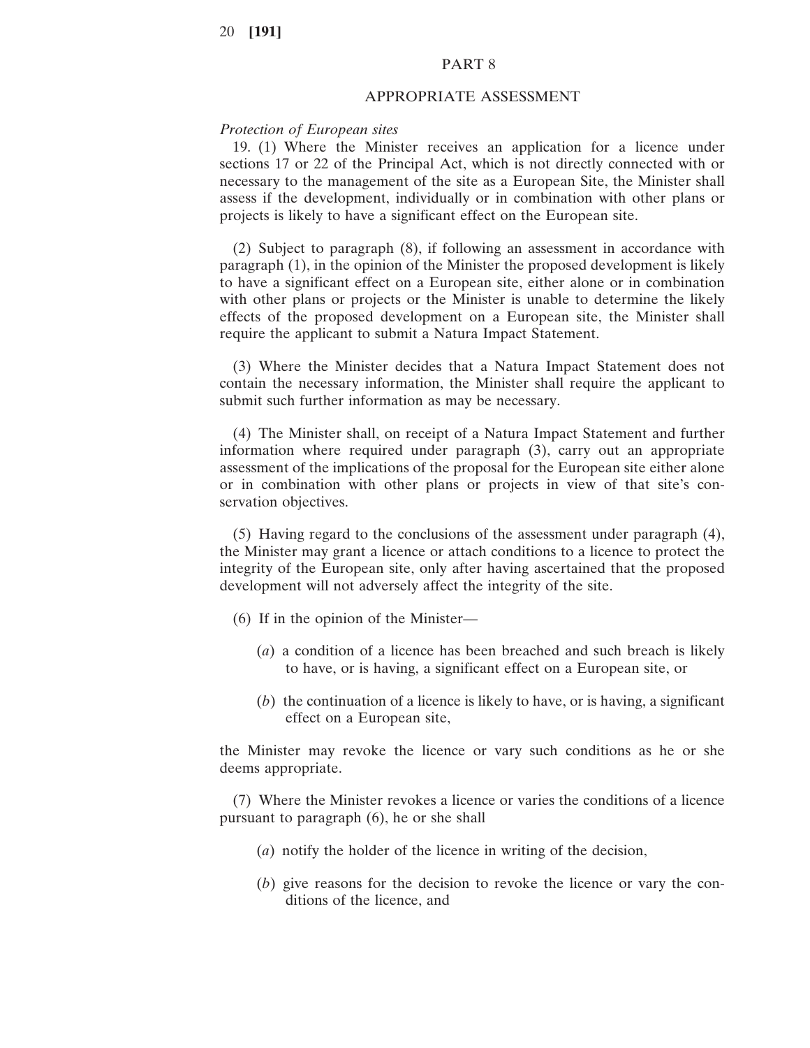## PART 8

## APPROPRIATE ASSESSMENT

*Protection of European sites*

19. (1) Where the Minister receives an application for a licence under sections 17 or 22 of the Principal Act, which is not directly connected with or necessary to the management of the site as a European Site, the Minister shall assess if the development, individually or in combination with other plans or projects is likely to have a significant effect on the European site.

(2) Subject to paragraph (8), if following an assessment in accordance with paragraph (1), in the opinion of the Minister the proposed development is likely to have a significant effect on a European site, either alone or in combination with other plans or projects or the Minister is unable to determine the likely effects of the proposed development on a European site, the Minister shall require the applicant to submit a Natura Impact Statement.

(3) Where the Minister decides that a Natura Impact Statement does not contain the necessary information, the Minister shall require the applicant to submit such further information as may be necessary.

(4) The Minister shall, on receipt of a Natura Impact Statement and further information where required under paragraph (3), carry out an appropriate assessment of the implications of the proposal for the European site either alone or in combination with other plans or projects in view of that site's conservation objectives.

(5) Having regard to the conclusions of the assessment under paragraph (4), the Minister may grant a licence or attach conditions to a licence to protect the integrity of the European site, only after having ascertained that the proposed development will not adversely affect the integrity of the site.

(6) If in the opinion of the Minister—

(*a*) a condition of a licence has been breached and such breach is likely to have, or is having, a significant effect on a European site, or

(*b*) the continuation of a licence is likely to have, or is having, a significant effect on a European site,

the Minister may revoke the licence or vary such conditions as he or she deems appropriate.

(7) Where the Minister revokes a licence or varies the conditions of a licence pursuant to paragraph (6), he or she shall

(*a*) notify the holder of the licence in writing of the decision,

(*b*) give reasons for the decision to revoke the licence or vary the conditions of the licence, and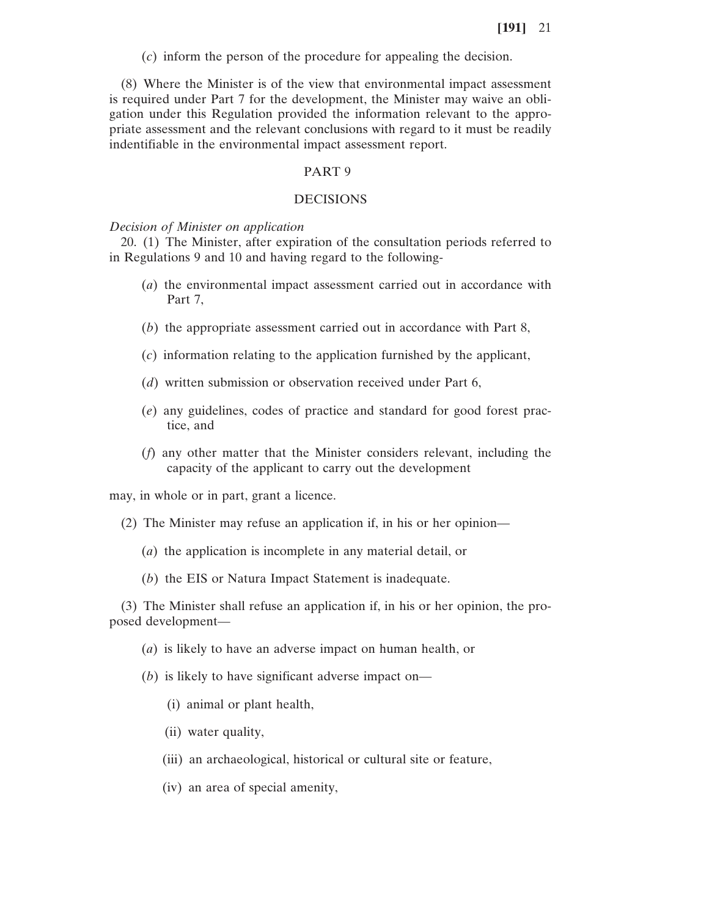(*c*) inform the person of the procedure for appealing the decision.

(8) Where the Minister is of the view that environmental impact assessment is required under Part 7 for the development, the Minister may waive an obligation under this Regulation provided the information relevant to the appropriate assessment and the relevant conclusions with regard to it must be readily indentifiable in the environmental impact assessment report.

## PART 9

## DECISIONS

*Decision of Minister on application*

20. (1) The Minister, after expiration of the consultation periods referred to in Regulations 9 and 10 and having regard to the following-

(*a*) the environmental impact assessment carried out in accordance with Part 7,

(*b*) the appropriate assessment carried out in accordance with Part 8,

(*c*) information relating to the application furnished by the applicant,

(*d*) written submission or observation received under Part 6,

(*e*) any guidelines, codes of practice and standard for good forest practice, and

(*f*) any other matter that the Minister considers relevant, including the capacity of the applicant to carry out the development

may, in whole or in part, grant a licence.

(2) The Minister may refuse an application if, in his or her opinion—

(*a*) the application is incomplete in any material detail, or

(*b*) the EIS or Natura Impact Statement is inadequate.

(3) The Minister shall refuse an application if, in his or her opinion, the proposed development—

(*a*) is likely to have an adverse impact on human health, or

(*b*) is likely to have significant adverse impact on—

(i) animal or plant health,

(ii) water quality,

(iii) an archaeological, historical or cultural site or feature,

(iv) an area of special amenity,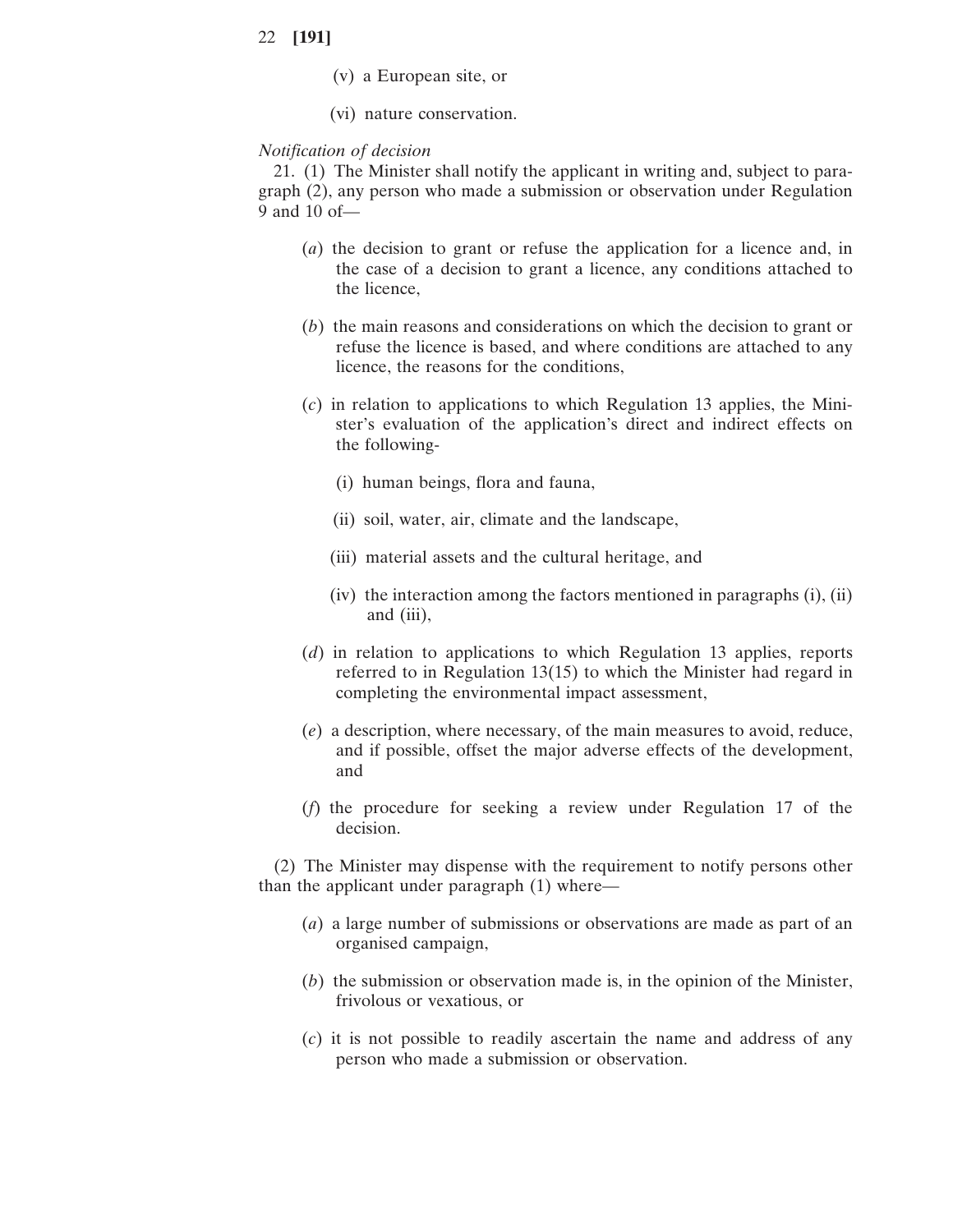(v) a European site, or

(vi) nature conservation.

*Notification of decision*

21. (1) The Minister shall notify the applicant in writing and, subject to paragraph (2), any person who made a submission or observation under Regulation 9 and 10 of—

(*a*) the decision to grant or refuse the application for a licence and, in the case of a decision to grant a licence, any conditions attached to the licence,

(*b*) the main reasons and considerations on which the decision to grant or refuse the licence is based, and where conditions are attached to any licence, the reasons for the conditions,

(*c*) in relation to applications to which Regulation 13 applies, the Minister's evaluation of the application's direct and indirect effects on the following-

(i) human beings, flora and fauna,

(ii) soil, water, air, climate and the landscape,

(iii) material assets and the cultural heritage, and

(iv) the interaction among the factors mentioned in paragraphs (i), (ii) and (iii),

(*d*) in relation to applications to which Regulation 13 applies, reports referred to in Regulation 13(15) to which the Minister had regard in completing the environmental impact assessment,

(*e*) a description, where necessary, of the main measures to avoid, reduce, and if possible, offset the major adverse effects of the development, and

(*f*) the procedure for seeking a review under Regulation 17 of the decision.

(2) The Minister may dispense with the requirement to notify persons other than the applicant under paragraph (1) where—

(*a*) a large number of submissions or observations are made as part of an organised campaign,

(*b*) the submission or observation made is, in the opinion of the Minister, frivolous or vexatious, or

(*c*) it is not possible to readily ascertain the name and address of any person who made a submission or observation.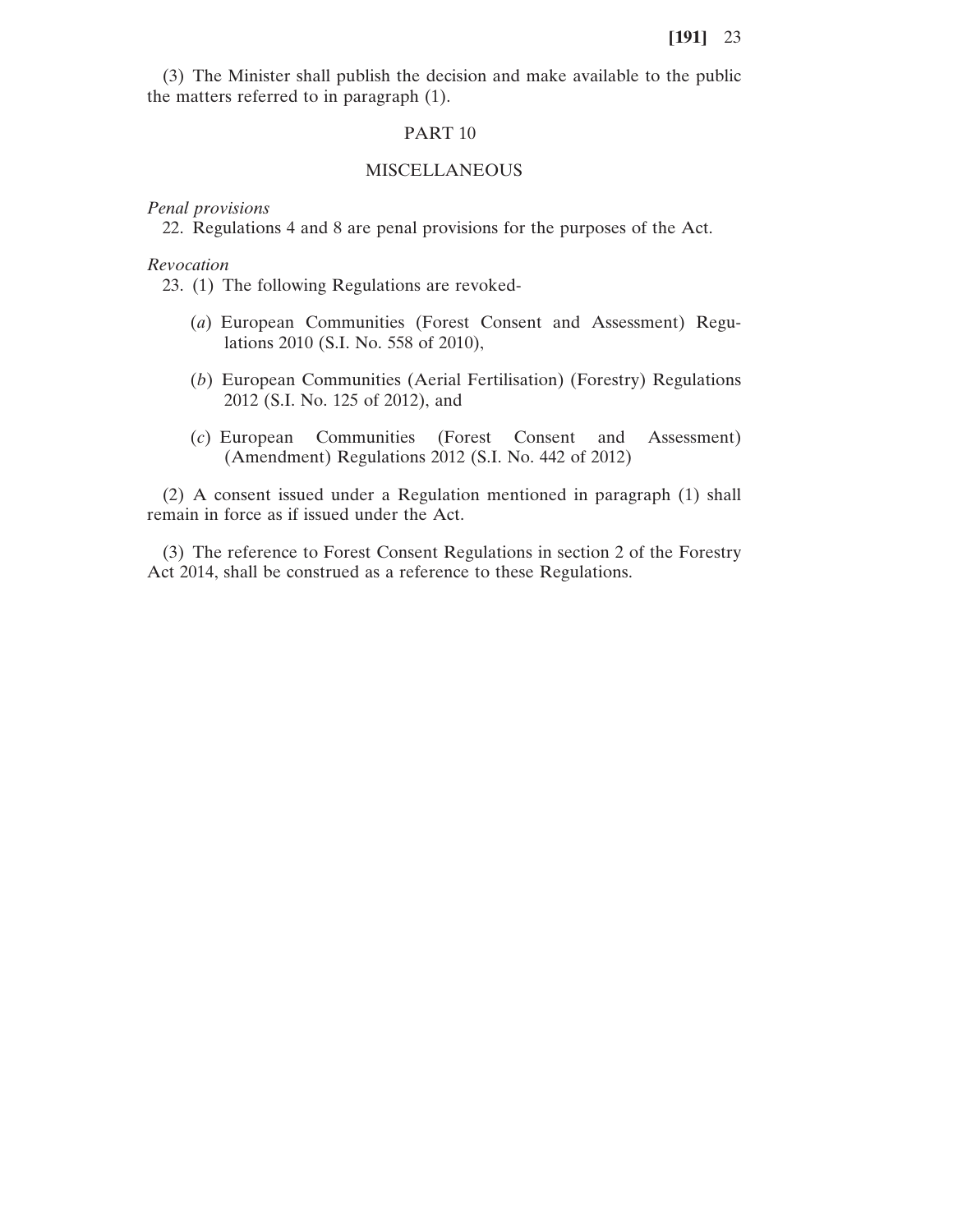(3) The Minister shall publish the decision and make available to the public the matters referred to in paragraph (1).

## PART 10

## MISCELLANEOUS

*Penal provisions*

22. Regulations 4 and 8 are penal provisions for the purposes of the Act.

*Revocation*

23. (1) The following Regulations are revoked-

(*a*) European Communities (Forest Consent and Assessment) Regulations 2010 (S.I. No. 558 of 2010),

(*b*) European Communities (Aerial Fertilisation) (Forestry) Regulations 2012 (S.I. No. 125 of 2012), and

(*c*) European Communities (Forest Consent and Assessment) (Amendment) Regulations 2012 (S.I. No. 442 of 2012)

(2) A consent issued under a Regulation mentioned in paragraph (1) shall remain in force as if issued under the Act.

(3) The reference to Forest Consent Regulations in section 2 of the Forestry Act 2014, shall be construed as a reference to these Regulations.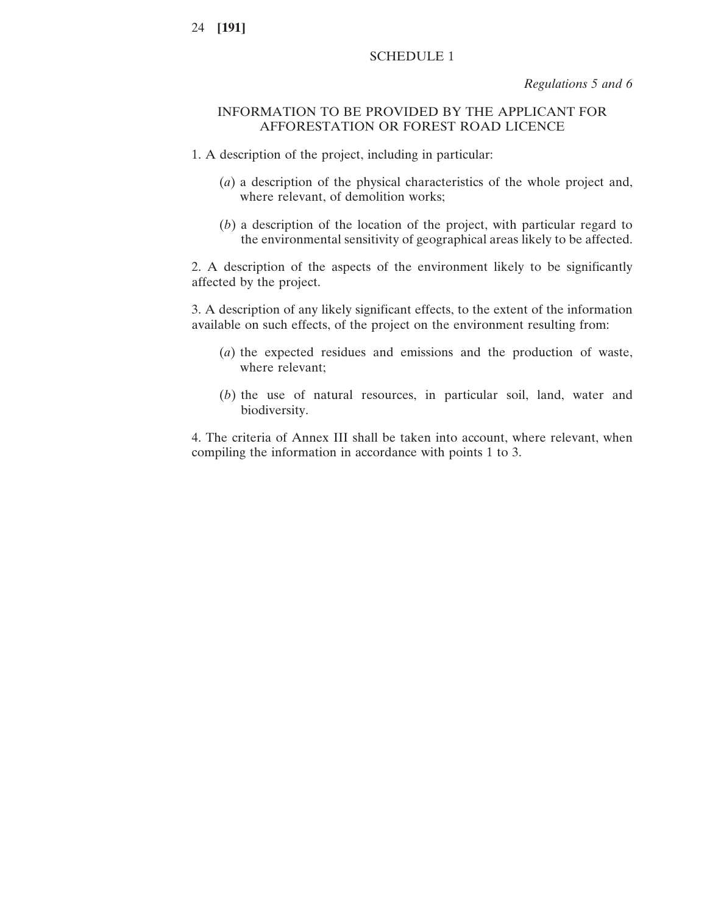# SCHEDULE 1

*Regulations 5 and 6*

## INFORMATION TO BE PROVIDED BY THE APPLICANT FOR AFFORESTATION OR FOREST ROAD LICENCE

1. A description of the project, including in particular:

   (*a*) a description of the physical characteristics of the whole project and, where relevant, of demolition works;

   (*b*) a description of the location of the project, with particular regard to the environmental sensitivity of geographical areas likely to be affected.

2. A description of the aspects of the environment likely to be significantly affected by the project.

3. A description of any likely significant effects, to the extent of the information available on such effects, of the project on the environment resulting from:

   (*a*) the expected residues and emissions and the production of waste, where relevant;

   (*b*) the use of natural resources, in particular soil, land, water and biodiversity.

4. The criteria of Annex III shall be taken into account, where relevant, when compiling the information in accordance with points 1 to 3.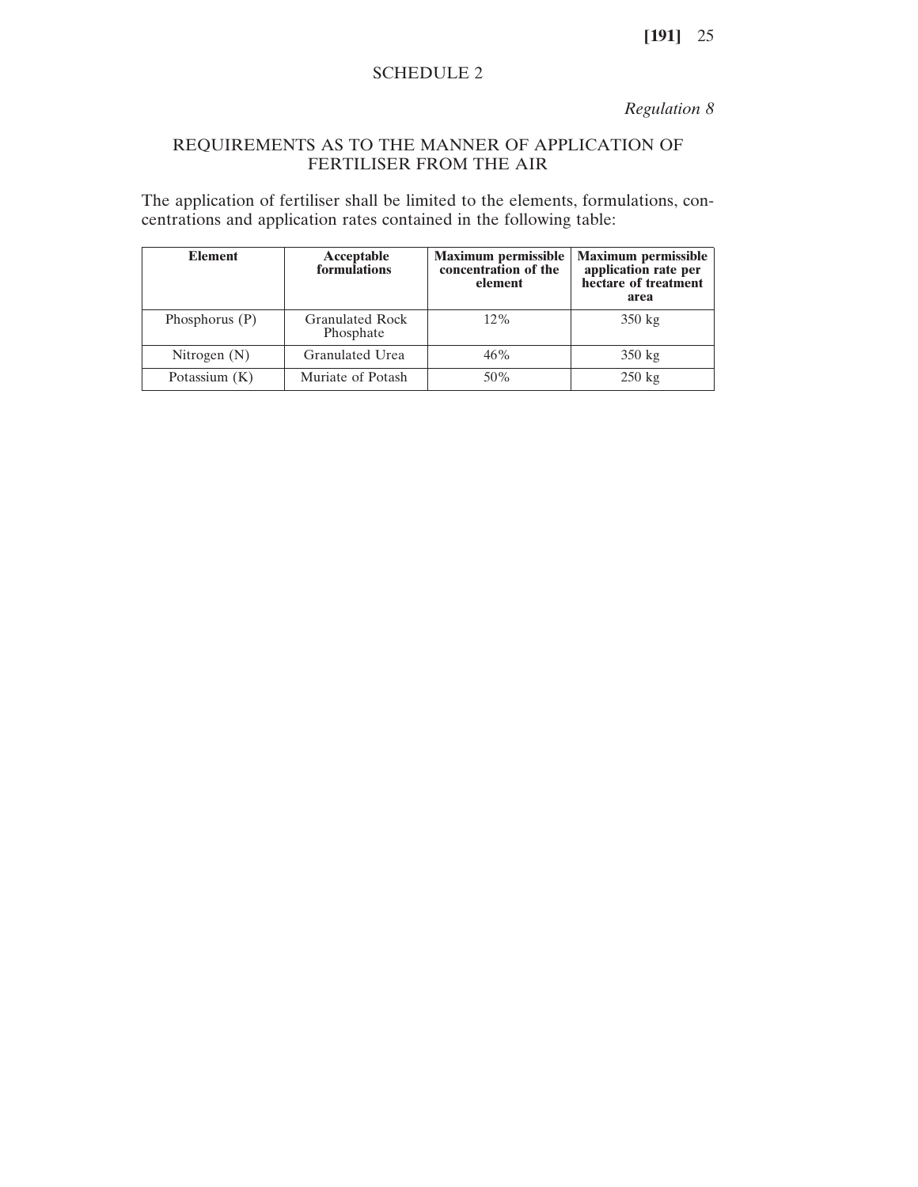## SCHEDULE 2

*Regulation 8*

### REQUIREMENTS AS TO THE MANNER OF APPLICATION OF FERTILISER FROM THE AIR

The application of fertiliser shall be limited to the elements, formulations, concentrations and application rates contained in the following table:

| **Element** | **Acceptable formulations** | **Maximum permissible concentration of the element** | **Maximum permissible application rate per hectare of treatment area** |
|---|---|---|---|
| Phosphorus (P) | Granulated Rock Phosphate | 12% | 350 kg |
| Nitrogen (N) | Granulated Urea | 46% | 350 kg |
| Potassium (K) | Muriate of Potash | 50% | 250 kg |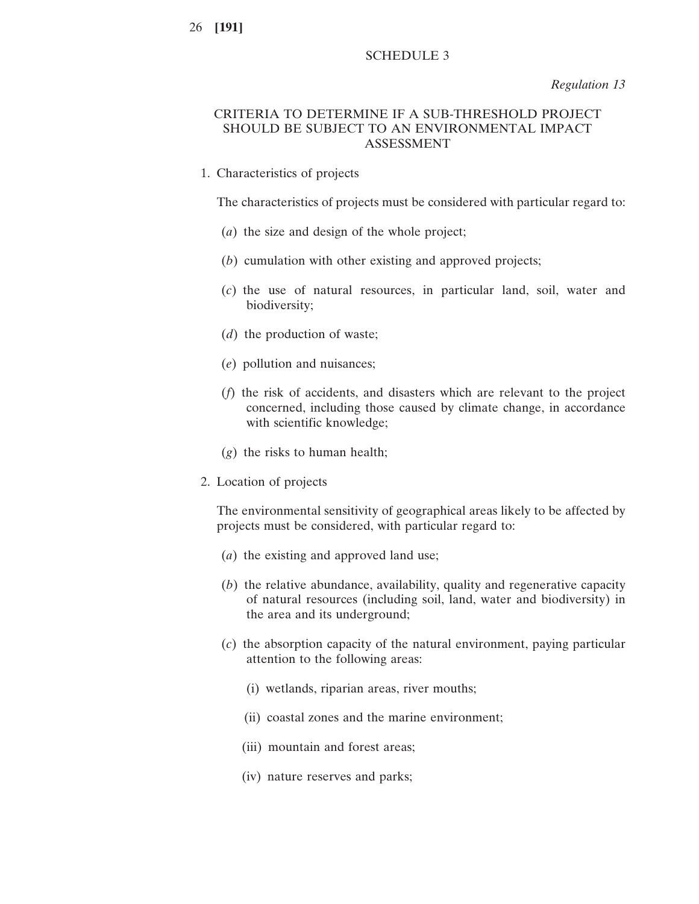## SCHEDULE 3

*Regulation 13*

### CRITERIA TO DETERMINE IF A SUB-THRESHOLD PROJECT SHOULD BE SUBJECT TO AN ENVIRONMENTAL IMPACT ASSESSMENT

1. Characteristics of projects

   The characteristics of projects must be considered with particular regard to:

   (*a*) the size and design of the whole project;

   (*b*) cumulation with other existing and approved projects;

   (*c*) the use of natural resources, in particular land, soil, water and biodiversity;

   (*d*) the production of waste;

   (*e*) pollution and nuisances;

   (*f*) the risk of accidents, and disasters which are relevant to the project concerned, including those caused by climate change, in accordance with scientific knowledge;

   (*g*) the risks to human health;

2. Location of projects

   The environmental sensitivity of geographical areas likely to be affected by projects must be considered, with particular regard to:

   (*a*) the existing and approved land use;

   (*b*) the relative abundance, availability, quality and regenerative capacity of natural resources (including soil, land, water and biodiversity) in the area and its underground;

   (*c*) the absorption capacity of the natural environment, paying particular attention to the following areas:

   (i) wetlands, riparian areas, river mouths;

   (ii) coastal zones and the marine environment;

   (iii) mountain and forest areas;

   (iv) nature reserves and parks;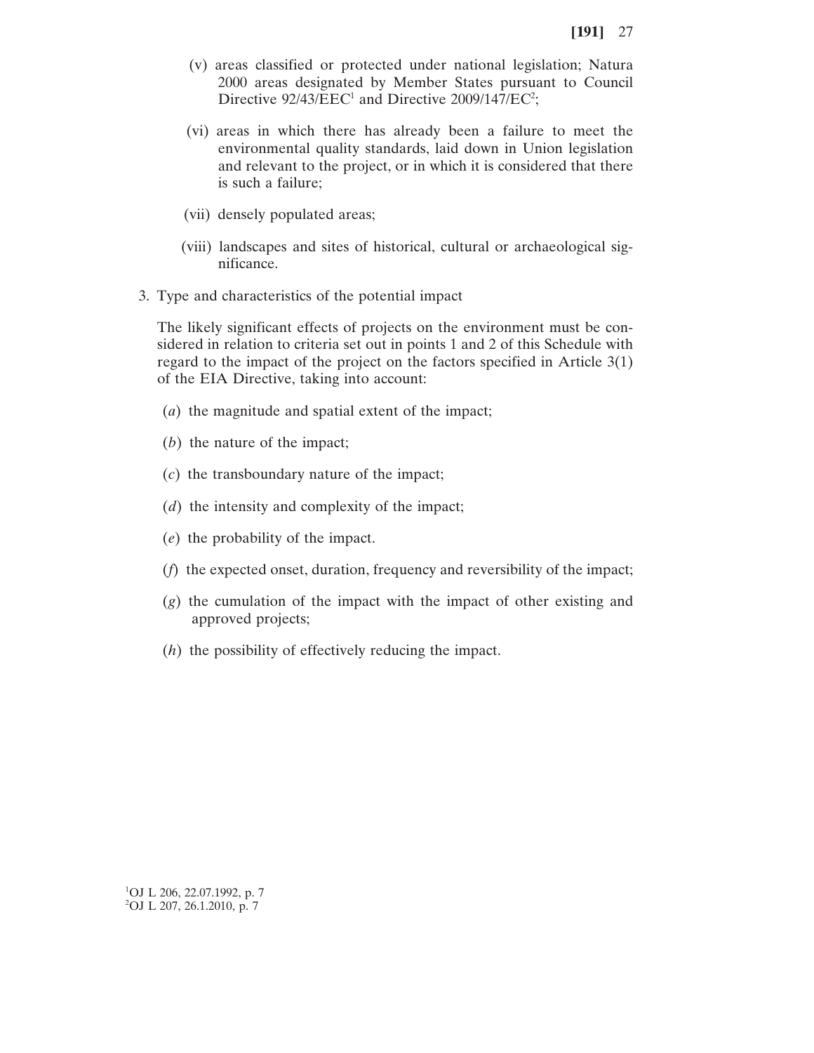(v) areas classified or protected under national legislation; Natura 2000 areas designated by Member States pursuant to Council Directive 92/43/EEC[1] and Directive 2009/147/EC[2];

(vi) areas in which there has already been a failure to meet the environmental quality standards, laid down in Union legislation and relevant to the project, or in which it is considered that there is such a failure;

(vii) densely populated areas;

(viii) landscapes and sites of historical, cultural or archaeological significance.

3. Type and characteristics of the potential impact

The likely significant effects of projects on the environment must be considered in relation to criteria set out in points 1 and 2 of this Schedule with regard to the impact of the project on the factors specified in Article 3(1) of the EIA Directive, taking into account:

(*a*) the magnitude and spatial extent of the impact;

(*b*) the nature of the impact;

(*c*) the transboundary nature of the impact;

(*d*) the intensity and complexity of the impact;

(*e*) the probability of the impact.

(*f*) the expected onset, duration, frequency and reversibility of the impact;

(*g*) the cumulation of the impact with the impact of other existing and approved projects;

(*h*) the possibility of effectively reducing the impact.

[1]OJ L 206, 22.07.1992, p. 7
[2]OJ L 207, 26.1.2010, p. 7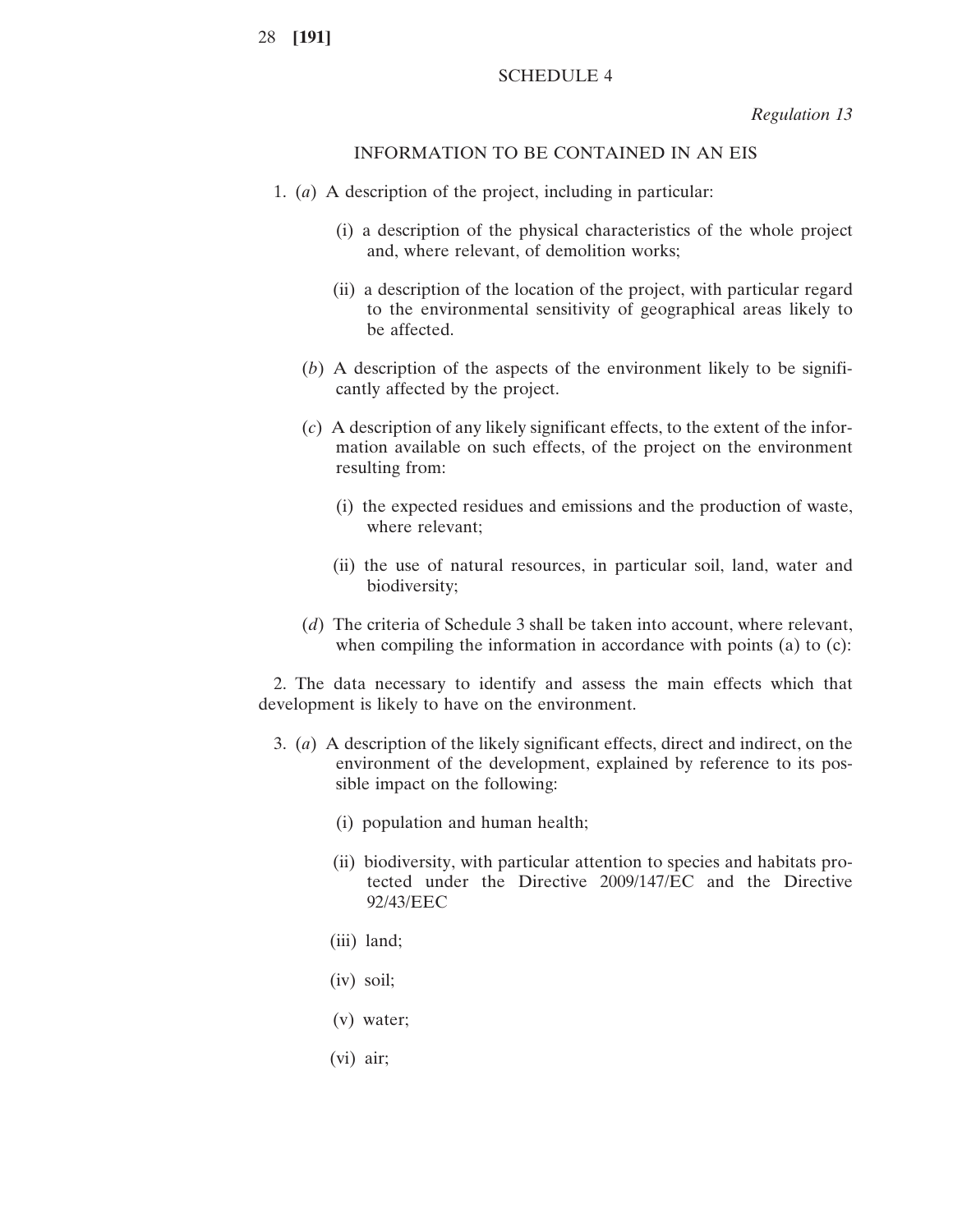## SCHEDULE 4

*Regulation 13*

### INFORMATION TO BE CONTAINED IN AN EIS

1. (*a*) A description of the project, including in particular:

   (i) a description of the physical characteristics of the whole project and, where relevant, of demolition works;

   (ii) a description of the location of the project, with particular regard to the environmental sensitivity of geographical areas likely to be affected.

   (*b*) A description of the aspects of the environment likely to be significantly affected by the project.

   (*c*) A description of any likely significant effects, to the extent of the information available on such effects, of the project on the environment resulting from:

   (i) the expected residues and emissions and the production of waste, where relevant;

   (ii) the use of natural resources, in particular soil, land, water and biodiversity;

   (*d*) The criteria of Schedule 3 shall be taken into account, where relevant, when compiling the information in accordance with points (a) to (c):

2. The data necessary to identify and assess the main effects which that development is likely to have on the environment.

3. (*a*) A description of the likely significant effects, direct and indirect, on the environment of the development, explained by reference to its possible impact on the following:

   (i) population and human health;

   (ii) biodiversity, with particular attention to species and habitats protected under the Directive 2009/147/EC and the Directive 92/43/EEC

   (iii) land;

   (iv) soil;

   (v) water;

   (vi) air;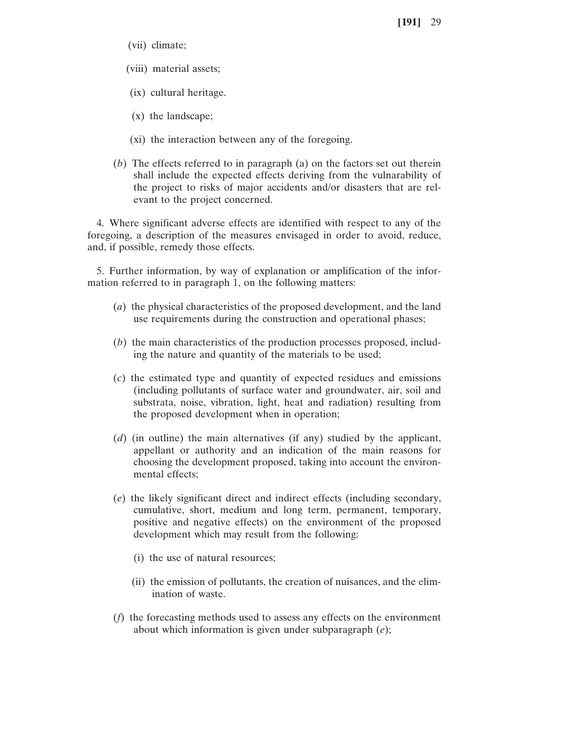(vii) climate;

(viii) material assets;

(ix) cultural heritage.

(x) the landscape;

(xi) the interaction between any of the foregoing.

(*b*) The effects referred to in paragraph (a) on the factors set out therein shall include the expected effects deriving from the vulnerability of the project to risks of major accidents and/or disasters that are relevant to the project concerned.

4. Where significant adverse effects are identified with respect to any of the foregoing, a description of the measures envisaged in order to avoid, reduce, and, if possible, remedy those effects.

5. Further information, by way of explanation or amplification of the information referred to in paragraph 1, on the following matters:

(*a*) the physical characteristics of the proposed development, and the land use requirements during the construction and operational phases;

(*b*) the main characteristics of the production processes proposed, including the nature and quantity of the materials to be used;

(*c*) the estimated type and quantity of expected residues and emissions (including pollutants of surface water and groundwater, air, soil and substrata, noise, vibration, light, heat and radiation) resulting from the proposed development when in operation;

(*d*) (in outline) the main alternatives (if any) studied by the applicant, appellant or authority and an indication of the main reasons for choosing the development proposed, taking into account the environmental effects;

(*e*) the likely significant direct and indirect effects (including secondary, cumulative, short, medium and long term, permanent, temporary, positive and negative effects) on the environment of the proposed development which may result from the following:

(i) the use of natural resources;

(ii) the emission of pollutants, the creation of nuisances, and the elimination of waste.

(*f*) the forecasting methods used to assess any effects on the environment about which information is given under subparagraph (*e*);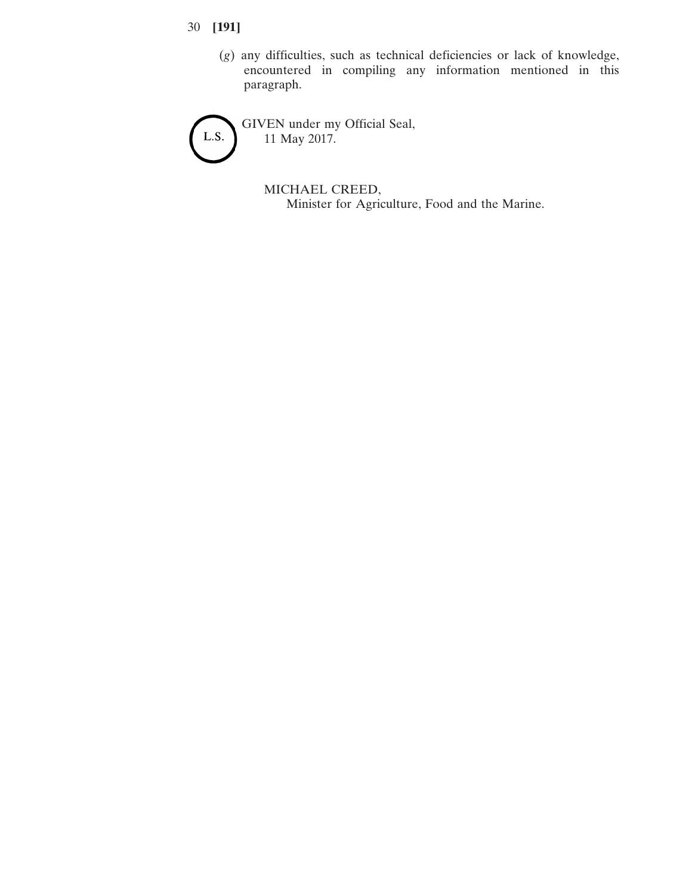(*g*) any difficulties, such as technical deficiencies or lack of knowledge, encountered in compiling any information mentioned in this paragraph.

L.S.

GIVEN under my Official Seal,
11 May 2017.

MICHAEL CREED,
Minister for Agriculture, Food and the Marine.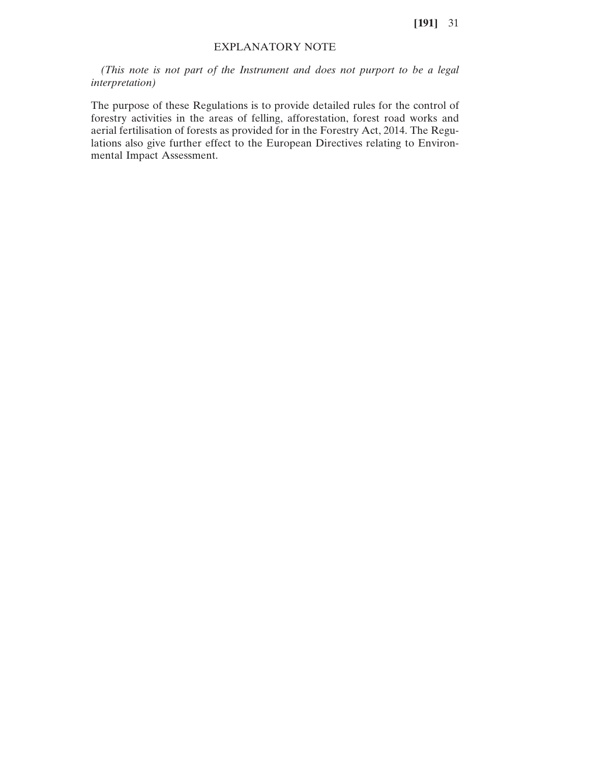## EXPLANATORY NOTE

*(This note is not part of the Instrument and does not purport to be a legal interpretation)*

The purpose of these Regulations is to provide detailed rules for the control of forestry activities in the areas of felling, afforestation, forest road works and aerial fertilisation of forests as provided for in the Forestry Act, 2014. The Regulations also give further effect to the European Directives relating to Environmental Impact Assessment.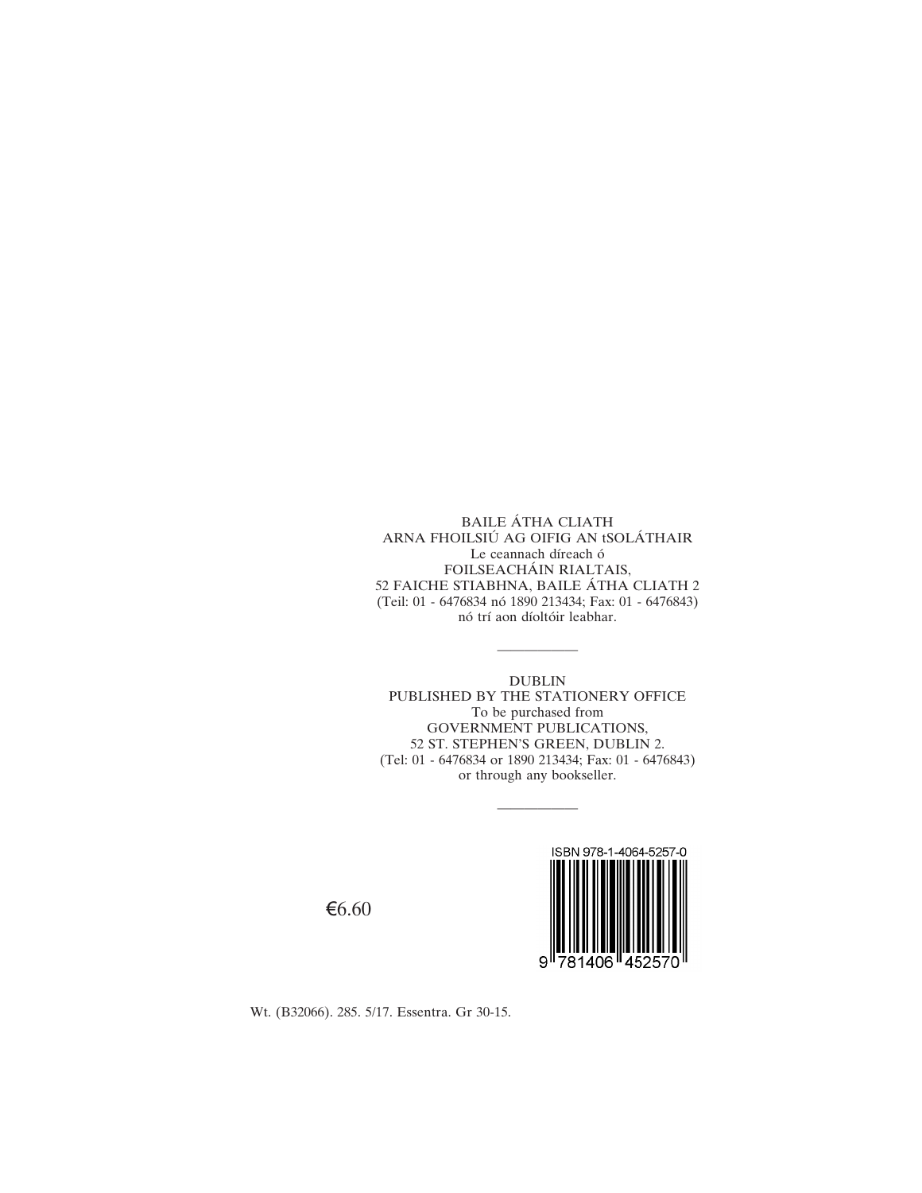BAILE ÁTHA CLIATH
ARNA FHOILSIÚ AG OIFIG AN tSOLÁTHAIR
Le ceannach díreach ó
FOILSEACHÁIN RIALTAIS,
52 FAICHE STIABHNA, BAILE ÁTHA CLIATH 2
(Teil: 01 - 6476834 nó 1890 213434; Fax: 01 - 6476843)
nó trí aon díoltóir leabhar.

---

DUBLIN
PUBLISHED BY THE STATIONERY OFFICE
To be purchased from
GOVERNMENT PUBLICATIONS,
52 ST. STEPHEN'S GREEN, DUBLIN 2.
(Tel: 01 - 6476834 or 1890 213434; Fax: 01 - 6476843)
or through any bookseller.

---

ISBN 978-1-4064-5257-0

9 781406 452570

€6.60

Wt. (B32066). 285. 5/17. Essentra. Gr 30-15.